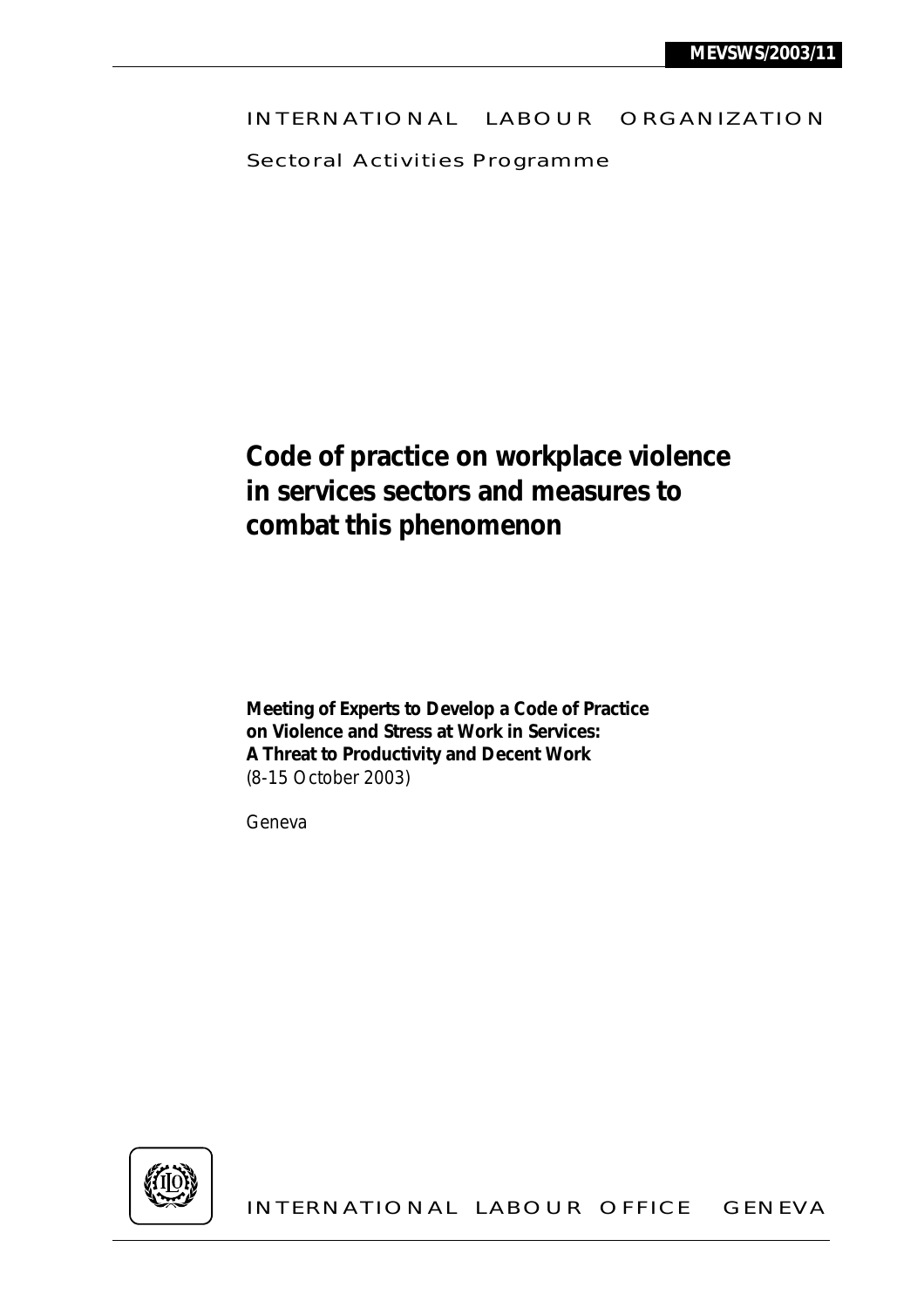MEVSWS/2003/11

INTERNATIONAL LABOUR ORGANIZATION

Sectoral Activities Programme

# Code of practice on workplace violence in services sectors and measures to combat this phenomenon

**Meeting of Experts to Develop a Code of Practice on Violence and Stress at Work in Services: A Threat to Productivity and Decent Work**
(8-15 October 2003)

Geneva

INTERNATIONAL LABOUR OFFICE GENEVA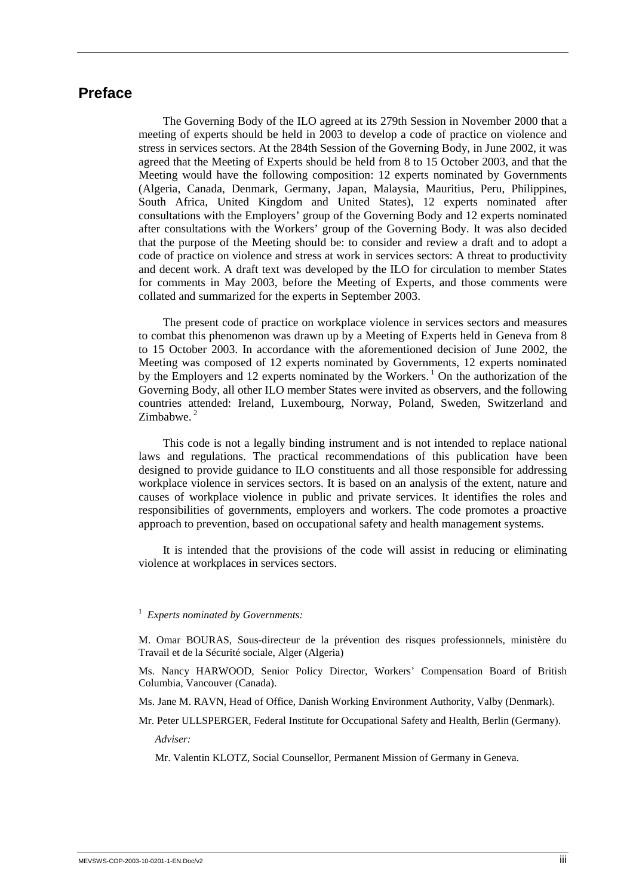# Preface

The Governing Body of the ILO agreed at its 279th Session in November 2000 that a meeting of experts should be held in 2003 to develop a code of practice on violence and stress in services sectors. At the 284th Session of the Governing Body, in June 2002, it was agreed that the Meeting of Experts should be held from 8 to 15 October 2003, and that the Meeting would have the following composition: 12 experts nominated by Governments (Algeria, Canada, Denmark, Germany, Japan, Malaysia, Mauritius, Peru, Philippines, South Africa, United Kingdom and United States), 12 experts nominated after consultations with the Employers' group of the Governing Body and 12 experts nominated after consultations with the Workers' group of the Governing Body. It was also decided that the purpose of the Meeting should be: to consider and review a draft and to adopt a code of practice on violence and stress at work in services sectors: A threat to productivity and decent work. A draft text was developed by the ILO for circulation to member States for comments in May 2003, before the Meeting of Experts, and those comments were collated and summarized for the experts in September 2003.

The present code of practice on workplace violence in services sectors and measures to combat this phenomenon was drawn up by a Meeting of Experts held in Geneva from 8 to 15 October 2003. In accordance with the aforementioned decision of June 2002, the Meeting was composed of 12 experts nominated by Governments, 12 experts nominated by the Employers and 12 experts nominated by the Workers. [1] On the authorization of the Governing Body, all other ILO member States were invited as observers, and the following countries attended: Ireland, Luxembourg, Norway, Poland, Sweden, Switzerland and Zimbabwe. [2]

This code is not a legally binding instrument and is not intended to replace national laws and regulations. The practical recommendations of this publication have been designed to provide guidance to ILO constituents and all those responsible for addressing workplace violence in services sectors. It is based on an analysis of the extent, nature and causes of workplace violence in public and private services. It identifies the roles and responsibilities of governments, employers and workers. The code promotes a proactive approach to prevention, based on occupational safety and health management systems.

It is intended that the provisions of the code will assist in reducing or eliminating violence at workplaces in services sectors.

[1] *Experts nominated by Governments:*

M. Omar BOURAS, Sous-directeur de la prévention des risques professionnels, ministère du Travail et de la Sécurité sociale, Alger (Algeria)

Ms. Nancy HARWOOD, Senior Policy Director, Workers' Compensation Board of British Columbia, Vancouver (Canada).

Ms. Jane M. RAVN, Head of Office, Danish Working Environment Authority, Valby (Denmark).

Mr. Peter ULLSPERGER, Federal Institute for Occupational Safety and Health, Berlin (Germany).

*Adviser:*

Mr. Valentin KLOTZ, Social Counsellor, Permanent Mission of Germany in Geneva.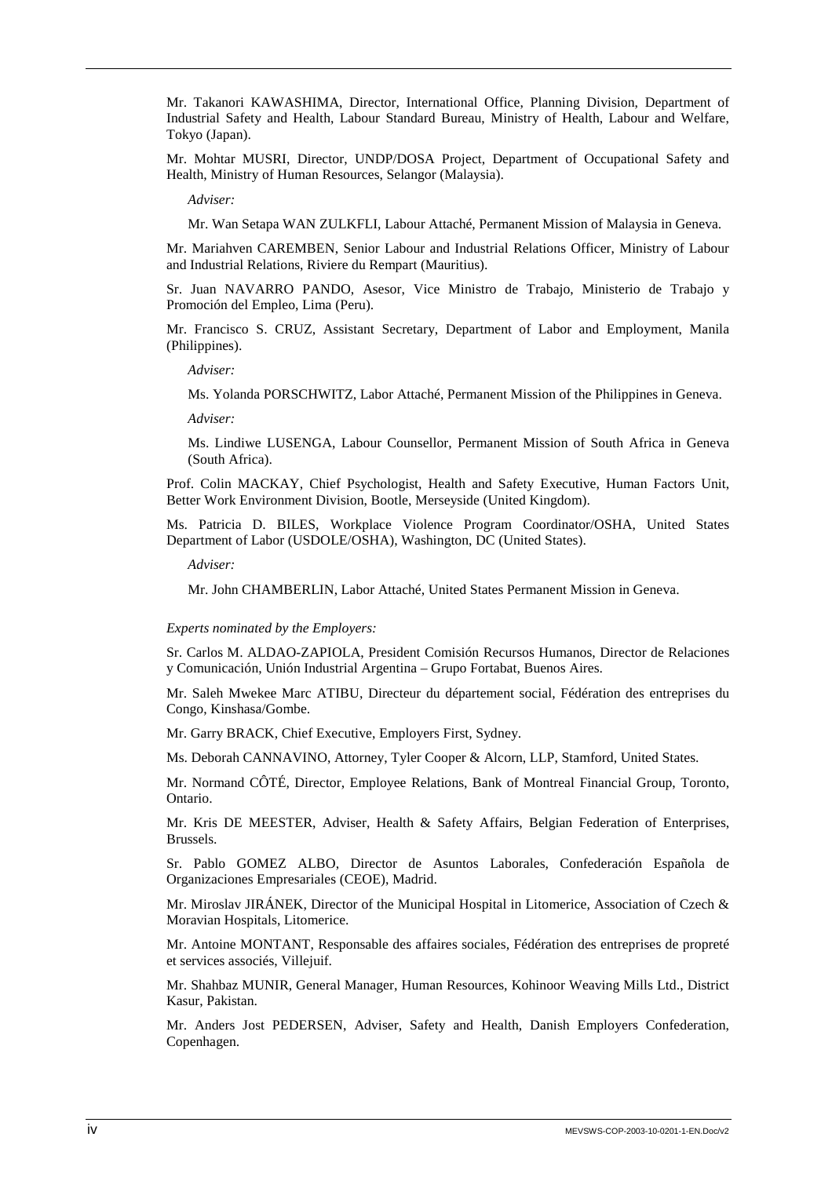Mr. Takanori KAWASHIMA, Director, International Office, Planning Division, Department of Industrial Safety and Health, Labour Standard Bureau, Ministry of Health, Labour and Welfare, Tokyo (Japan).

Mr. Mohtar MUSRI, Director, UNDP/DOSA Project, Department of Occupational Safety and Health, Ministry of Human Resources, Selangor (Malaysia).

*Adviser:*

Mr. Wan Setapa WAN ZULKFLI, Labour Attaché, Permanent Mission of Malaysia in Geneva.

Mr. Mariahven CAREMBEN, Senior Labour and Industrial Relations Officer, Ministry of Labour and Industrial Relations, Riviere du Rempart (Mauritius).

Sr. Juan NAVARRO PANDO, Asesor, Vice Ministro de Trabajo, Ministerio de Trabajo y Promoción del Empleo, Lima (Peru).

Mr. Francisco S. CRUZ, Assistant Secretary, Department of Labor and Employment, Manila (Philippines).

*Adviser:*

Ms. Yolanda PORSCHWITZ, Labor Attaché, Permanent Mission of the Philippines in Geneva.

*Adviser:*

Ms. Lindiwe LUSENGA, Labour Counsellor, Permanent Mission of South Africa in Geneva (South Africa).

Prof. Colin MACKAY, Chief Psychologist, Health and Safety Executive, Human Factors Unit, Better Work Environment Division, Bootle, Merseyside (United Kingdom).

Ms. Patricia D. BILES, Workplace Violence Program Coordinator/OSHA, United States Department of Labor (USDOLE/OSHA), Washington, DC (United States).

*Adviser:*

Mr. John CHAMBERLIN, Labor Attaché, United States Permanent Mission in Geneva.

*Experts nominated by the Employers:*

Sr. Carlos M. ALDAO-ZAPIOLA, President Comisión Recursos Humanos, Director de Relaciones y Comunicación, Unión Industrial Argentina – Grupo Fortabat, Buenos Aires.

Mr. Saleh Mwekee Marc ATIBU, Directeur du département social, Fédération des entreprises du Congo, Kinshasa/Gombe.

Mr. Garry BRACK, Chief Executive, Employers First, Sydney.

Ms. Deborah CANNAVINO, Attorney, Tyler Cooper & Alcorn, LLP, Stamford, United States.

Mr. Normand CÔTÉ, Director, Employee Relations, Bank of Montreal Financial Group, Toronto, Ontario.

Mr. Kris DE MEESTER, Adviser, Health & Safety Affairs, Belgian Federation of Enterprises, Brussels.

Sr. Pablo GOMEZ ALBO, Director de Asuntos Laborales, Confederación Española de Organizaciones Empresariales (CEOE), Madrid.

Mr. Miroslav JIRÁNEK, Director of the Municipal Hospital in Litomerice, Association of Czech & Moravian Hospitals, Litomerice.

Mr. Antoine MONTANT, Responsable des affaires sociales, Fédération des entreprises de propreté et services associés, Villejuif.

Mr. Shahbaz MUNIR, General Manager, Human Resources, Kohinoor Weaving Mills Ltd., District Kasur, Pakistan.

Mr. Anders Jost PEDERSEN, Adviser, Safety and Health, Danish Employers Confederation, Copenhagen.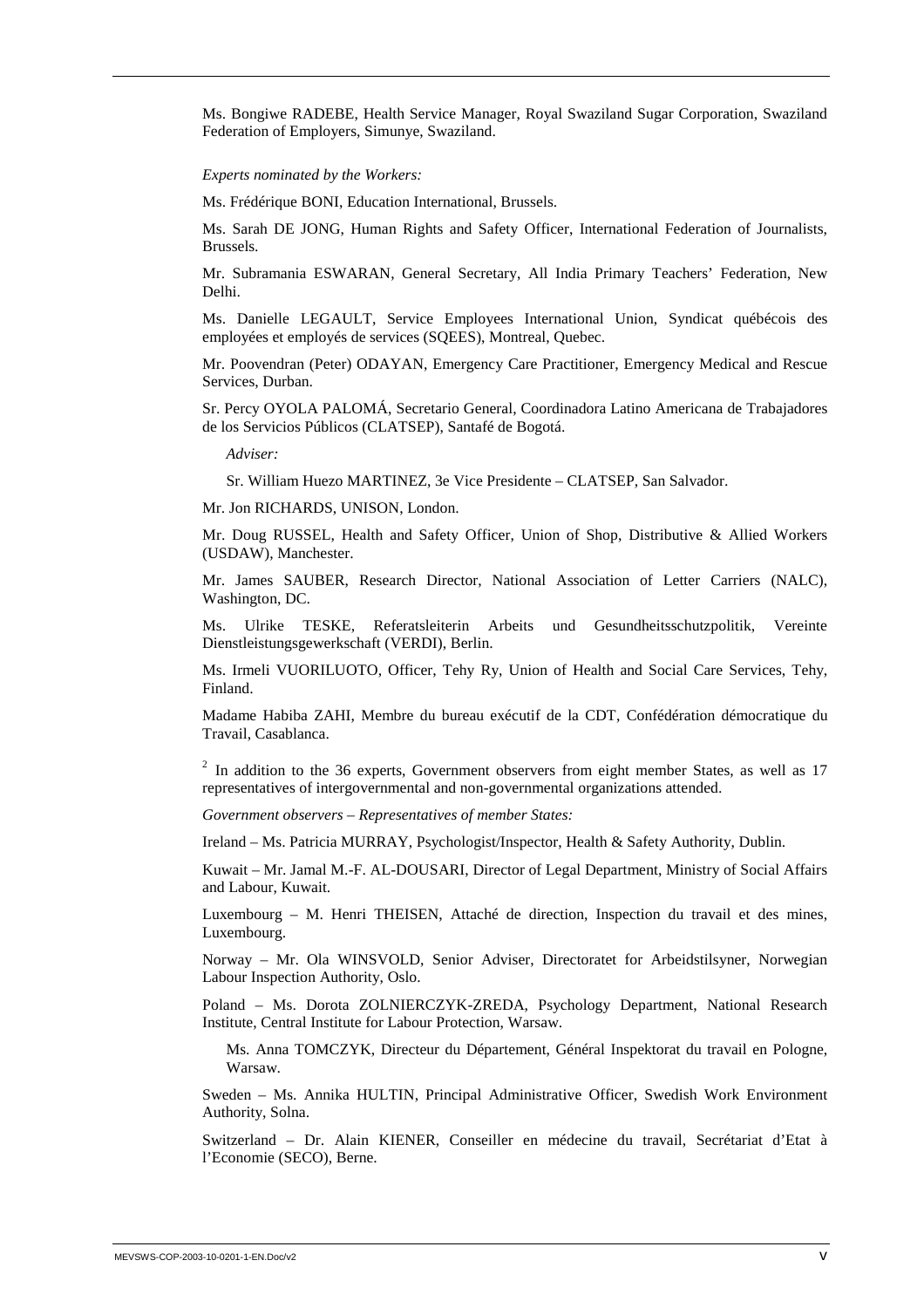Ms. Bongiwe RADEBE, Health Service Manager, Royal Swaziland Sugar Corporation, Swaziland Federation of Employers, Simunye, Swaziland.

*Experts nominated by the Workers:*

Ms. Frédérique BONI, Education International, Brussels.

Ms. Sarah DE JONG, Human Rights and Safety Officer, International Federation of Journalists, Brussels.

Mr. Subramania ESWARAN, General Secretary, All India Primary Teachers' Federation, New Delhi.

Ms. Danielle LEGAULT, Service Employees International Union, Syndicat québécois des employées et employés de services (SQEES), Montreal, Quebec.

Mr. Poovendran (Peter) ODAYAN, Emergency Care Practitioner, Emergency Medical and Rescue Services, Durban.

Sr. Percy OYOLA PALOMÁ, Secretario General, Coordinadora Latino Americana de Trabajadores de los Servicios Públicos (CLATSEP), Santafé de Bogotá.

*Adviser:*

Sr. William Huezo MARTINEZ, 3e Vice Presidente – CLATSEP, San Salvador.

Mr. Jon RICHARDS, UNISON, London.

Mr. Doug RUSSEL, Health and Safety Officer, Union of Shop, Distributive & Allied Workers (USDAW), Manchester.

Mr. James SAUBER, Research Director, National Association of Letter Carriers (NALC), Washington, DC.

Ms. Ulrike TESKE, Referatsleiterin Arbeits und Gesundheitsschutzpolitik, Vereinte Dienstleistungsgewerkschaft (VERDI), Berlin.

Ms. Irmeli VUORILUOTO, Officer, Tehy Ry, Union of Health and Social Care Services, Tehy, Finland.

Madame Habiba ZAHI, Membre du bureau exécutif de la CDT, Confédération démocratique du Travail, Casablanca.

[2] In addition to the 36 experts, Government observers from eight member States, as well as 17 representatives of intergovernmental and non-governmental organizations attended.

*Government observers – Representatives of member States:*

Ireland – Ms. Patricia MURRAY, Psychologist/Inspector, Health & Safety Authority, Dublin.

Kuwait – Mr. Jamal M.-F. AL-DOUSARI, Director of Legal Department, Ministry of Social Affairs and Labour, Kuwait.

Luxembourg – M. Henri THEISEN, Attaché de direction, Inspection du travail et des mines, Luxembourg.

Norway – Mr. Ola WINSVOLD, Senior Adviser, Directoratet for Arbeidstilsyner, Norwegian Labour Inspection Authority, Oslo.

Poland – Ms. Dorota ZOLNIERCZYK-ZREDA, Psychology Department, National Research Institute, Central Institute for Labour Protection, Warsaw.

Ms. Anna TOMCZYK, Directeur du Département, Général Inspektorat du travail en Pologne, Warsaw.

Sweden – Ms. Annika HULTIN, Principal Administrative Officer, Swedish Work Environment Authority, Solna.

Switzerland – Dr. Alain KIENER, Conseiller en médecine du travail, Secrétariat d'Etat à l'Economie (SECO), Berne.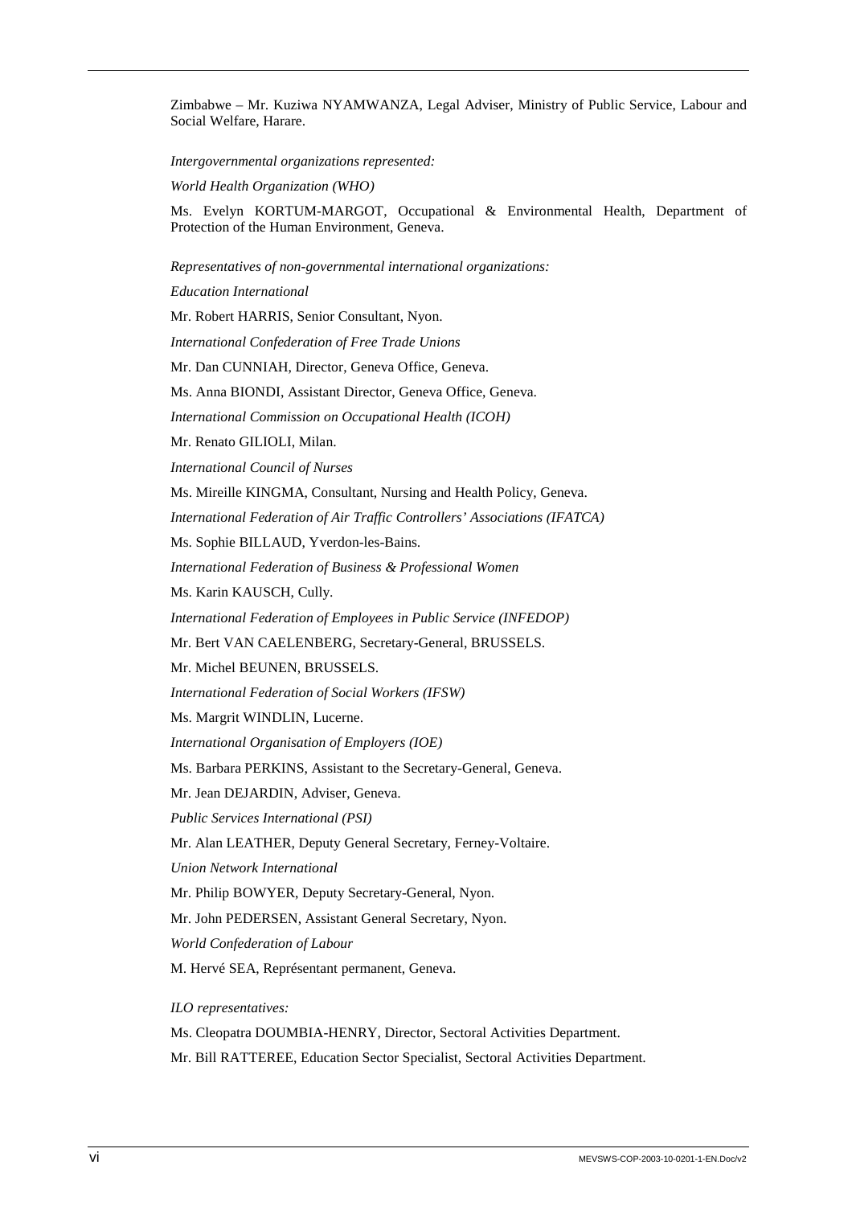Zimbabwe – Mr. Kuziwa NYAMWANZA, Legal Adviser, Ministry of Public Service, Labour and Social Welfare, Harare.

*Intergovernmental organizations represented:*

*World Health Organization (WHO)*

Ms. Evelyn KORTUM-MARGOT, Occupational & Environmental Health, Department of Protection of the Human Environment, Geneva.

*Representatives of non-governmental international organizations:*

*Education International*

Mr. Robert HARRIS, Senior Consultant, Nyon.

*International Confederation of Free Trade Unions*

Mr. Dan CUNNIAH, Director, Geneva Office, Geneva.

Ms. Anna BIONDI, Assistant Director, Geneva Office, Geneva.

*International Commission on Occupational Health (ICOH)*

Mr. Renato GILIOLI, Milan.

*International Council of Nurses*

Ms. Mireille KINGMA, Consultant, Nursing and Health Policy, Geneva.

*International Federation of Air Traffic Controllers' Associations (IFATCA)*

Ms. Sophie BILLAUD, Yverdon-les-Bains.

*International Federation of Business & Professional Women*

Ms. Karin KAUSCH, Cully.

*International Federation of Employees in Public Service (INFEDOP)*

Mr. Bert VAN CAELENBERG, Secretary-General, BRUSSELS.

Mr. Michel BEUNEN, BRUSSELS.

*International Federation of Social Workers (IFSW)*

Ms. Margrit WINDLIN, Lucerne.

*International Organisation of Employers (IOE)*

Ms. Barbara PERKINS, Assistant to the Secretary-General, Geneva.

Mr. Jean DEJARDIN, Adviser, Geneva.

*Public Services International (PSI)*

Mr. Alan LEATHER, Deputy General Secretary, Ferney-Voltaire.

*Union Network International*

Mr. Philip BOWYER, Deputy Secretary-General, Nyon.

Mr. John PEDERSEN, Assistant General Secretary, Nyon.

*World Confederation of Labour*

M. Hervé SEA, Représentant permanent, Geneva.

*ILO representatives:*

Ms. Cleopatra DOUMBIA-HENRY, Director, Sectoral Activities Department.

Mr. Bill RATTEREE, Education Sector Specialist, Sectoral Activities Department.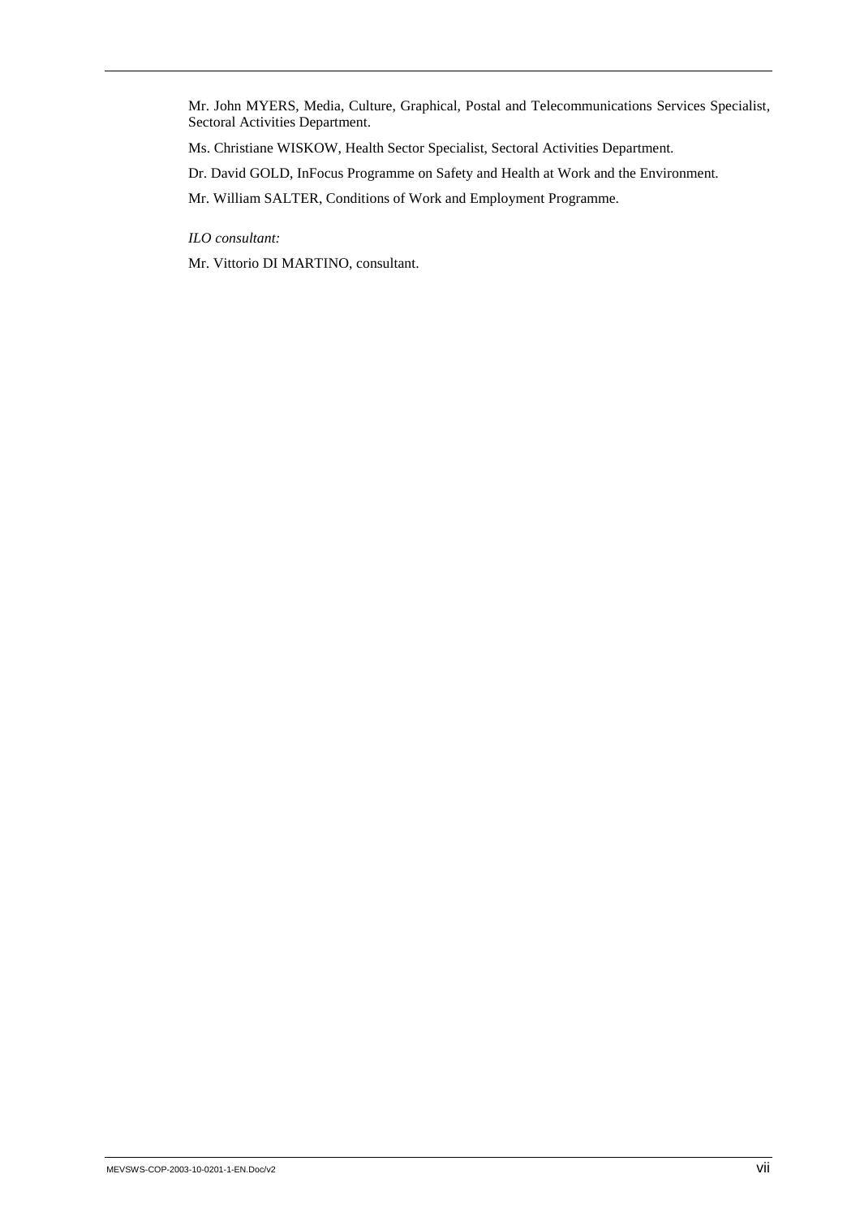Mr. John MYERS, Media, Culture, Graphical, Postal and Telecommunications Services Specialist, Sectoral Activities Department.

Ms. Christiane WISKOW, Health Sector Specialist, Sectoral Activities Department.

Dr. David GOLD, InFocus Programme on Safety and Health at Work and the Environment.

Mr. William SALTER, Conditions of Work and Employment Programme.

*ILO consultant:*

Mr. Vittorio DI MARTINO, consultant.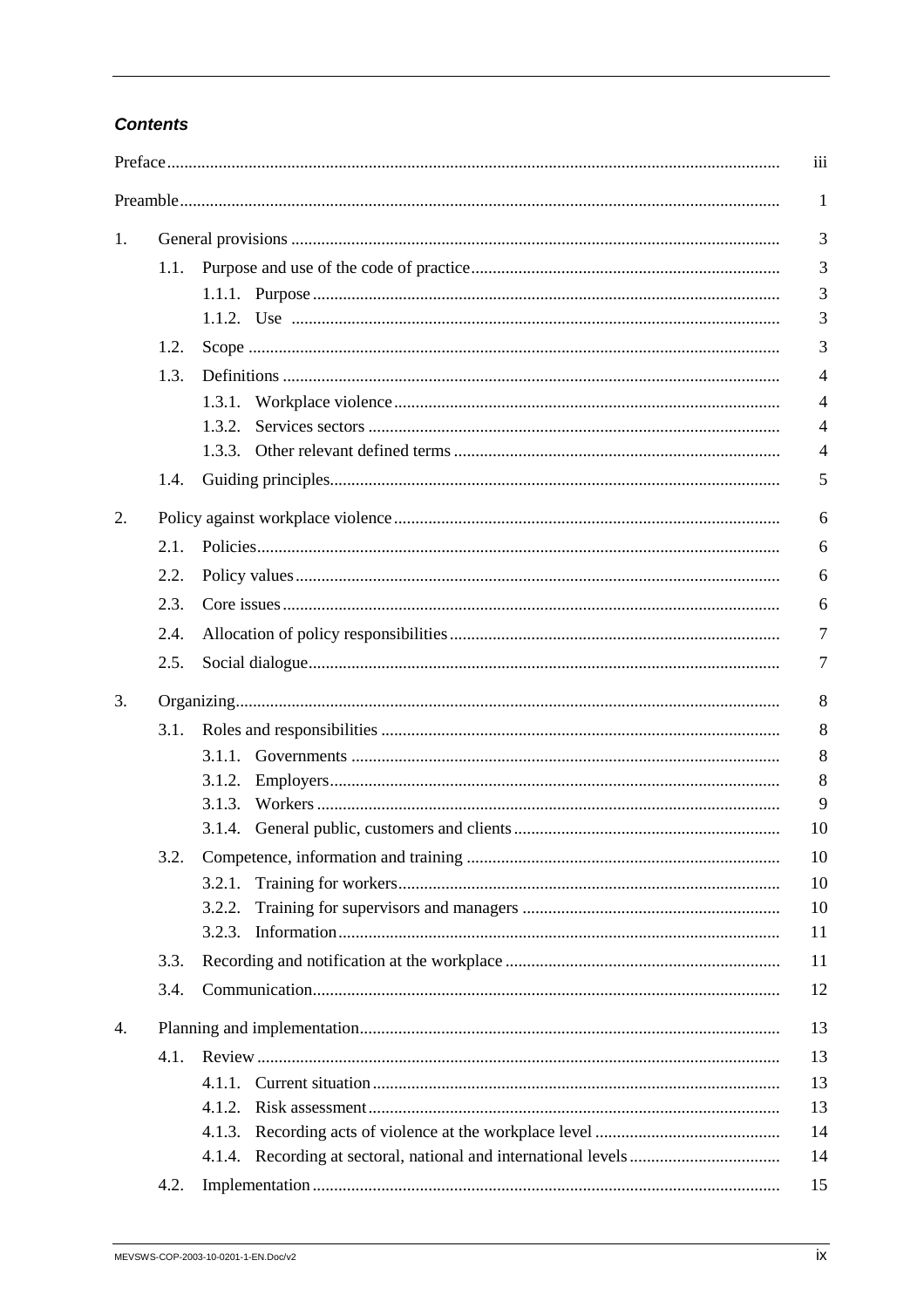### ***Contents***

| | |
|---|---|
| Preface | iii |
| Preamble | 1 |
| 1. General provisions | 3 |
| 1.1. Purpose and use of the code of practice | 3 |
| 1.1.1. Purpose | 3 |
| 1.1.2. Use | 3 |
| 1.2. Scope | 3 |
| 1.3. Definitions | 4 |
| 1.3.1. Workplace violence | 4 |
| 1.3.2. Services sectors | 4 |
| 1.3.3. Other relevant defined terms | 4 |
| 1.4. Guiding principles | 5 |
| 2. Policy against workplace violence | 6 |
| 2.1. Policies | 6 |
| 2.2. Policy values | 6 |
| 2.3. Core issues | 6 |
| 2.4. Allocation of policy responsibilities | 7 |
| 2.5. Social dialogue | 7 |
| 3. Organizing | 8 |
| 3.1. Roles and responsibilities | 8 |
| 3.1.1. Governments | 8 |
| 3.1.2. Employers | 8 |
| 3.1.3. Workers | 9 |
| 3.1.4. General public, customers and clients | 10 |
| 3.2. Competence, information and training | 10 |
| 3.2.1. Training for workers | 10 |
| 3.2.2. Training for supervisors and managers | 10 |
| 3.2.3. Information | 11 |
| 3.3. Recording and notification at the workplace | 11 |
| 3.4. Communication | 12 |
| 4. Planning and implementation | 13 |
| 4.1. Review | 13 |
| 4.1.1. Current situation | 13 |
| 4.1.2. Risk assessment | 13 |
| 4.1.3. Recording acts of violence at the workplace level | 14 |
| 4.1.4. Recording at sectoral, national and international levels | 14 |
| 4.2. Implementation | 15 |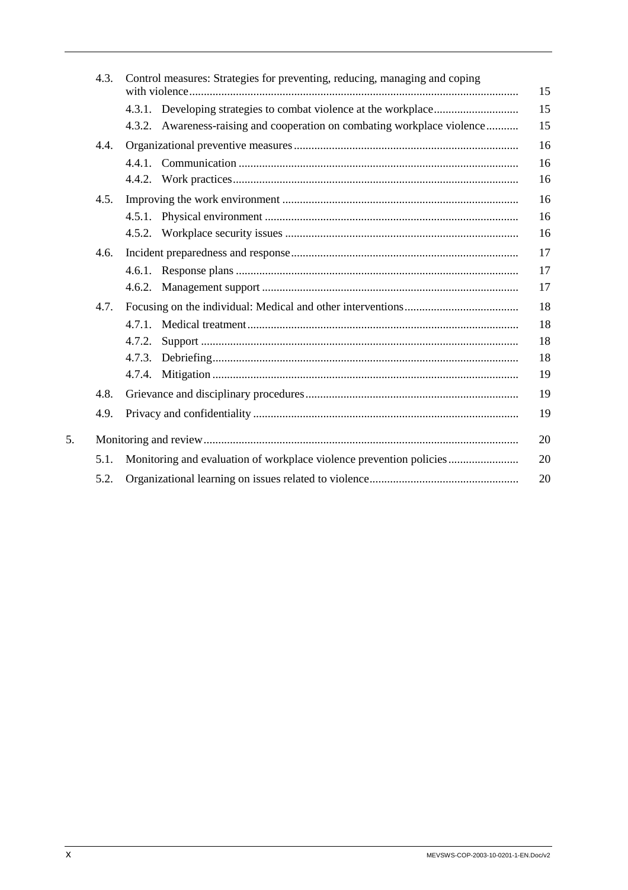| | | | |
|---|---|---|---|
| | 4.3. | Control measures: Strategies for preventing, reducing, managing and coping with violence | 15 |
| | | 4.3.1. Developing strategies to combat violence at the workplace | 15 |
| | | 4.3.2. Awareness-raising and cooperation on combating workplace violence | 15 |
| | 4.4. | Organizational preventive measures | 16 |
| | | 4.4.1. Communication | 16 |
| | | 4.4.2. Work practices | 16 |
| | 4.5. | Improving the work environment | 16 |
| | | 4.5.1. Physical environment | 16 |
| | | 4.5.2. Workplace security issues | 16 |
| | 4.6. | Incident preparedness and response | 17 |
| | | 4.6.1. Response plans | 17 |
| | | 4.6.2. Management support | 17 |
| | 4.7. | Focusing on the individual: Medical and other interventions | 18 |
| | | 4.7.1. Medical treatment | 18 |
| | | 4.7.2. Support | 18 |
| | | 4.7.3. Debriefing | 18 |
| | | 4.7.4. Mitigation | 19 |
| | 4.8. | Grievance and disciplinary procedures | 19 |
| | 4.9. | Privacy and confidentiality | 19 |
| 5. | | Monitoring and review | 20 |
| | 5.1. | Monitoring and evaluation of workplace violence prevention policies | 20 |
| | 5.2. | Organizational learning on issues related to violence | 20 |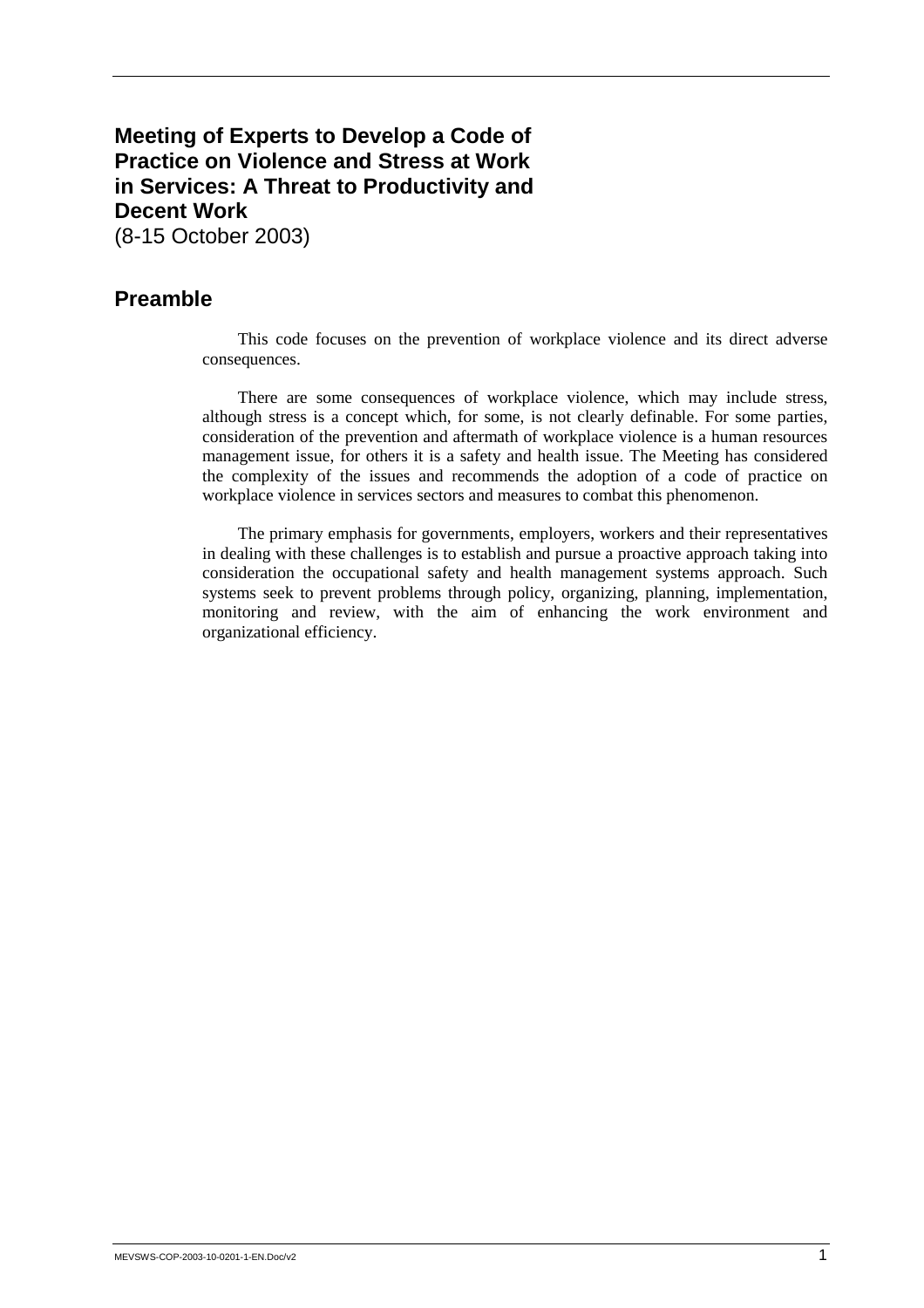# Meeting of Experts to Develop a Code of Practice on Violence and Stress at Work in Services: A Threat to Productivity and Decent Work

(8-15 October 2003)

## Preamble

This code focuses on the prevention of workplace violence and its direct adverse consequences.

There are some consequences of workplace violence, which may include stress, although stress is a concept which, for some, is not clearly definable. For some parties, consideration of the prevention and aftermath of workplace violence is a human resources management issue, for others it is a safety and health issue. The Meeting has considered the complexity of the issues and recommends the adoption of a code of practice on workplace violence in services sectors and measures to combat this phenomenon.

The primary emphasis for governments, employers, workers and their representatives in dealing with these challenges is to establish and pursue a proactive approach taking into consideration the occupational safety and health management systems approach. Such systems seek to prevent problems through policy, organizing, planning, implementation, monitoring and review, with the aim of enhancing the work environment and organizational efficiency.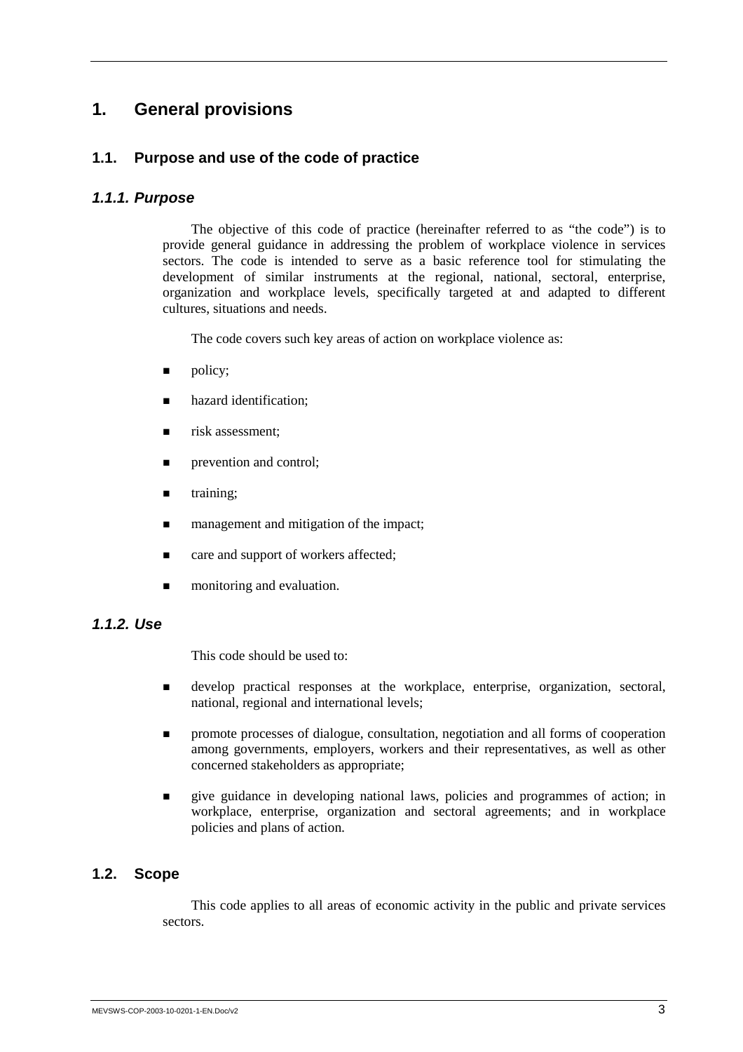# 1. General provisions

## 1.1. Purpose and use of the code of practice

### *1.1.1. Purpose*

The objective of this code of practice (hereinafter referred to as "the code") is to provide general guidance in addressing the problem of workplace violence in services sectors. The code is intended to serve as a basic reference tool for stimulating the development of similar instruments at the regional, national, sectoral, enterprise, organization and workplace levels, specifically targeted at and adapted to different cultures, situations and needs.

The code covers such key areas of action on workplace violence as:

- policy;
- hazard identification;
- risk assessment;
- prevention and control;
- training;
- management and mitigation of the impact;
- care and support of workers affected;
- monitoring and evaluation.

### *1.1.2. Use*

This code should be used to:

- develop practical responses at the workplace, enterprise, organization, sectoral, national, regional and international levels;
- promote processes of dialogue, consultation, negotiation and all forms of cooperation among governments, employers, workers and their representatives, as well as other concerned stakeholders as appropriate;
- give guidance in developing national laws, policies and programmes of action; in workplace, enterprise, organization and sectoral agreements; and in workplace policies and plans of action.

## 1.2. Scope

This code applies to all areas of economic activity in the public and private services sectors.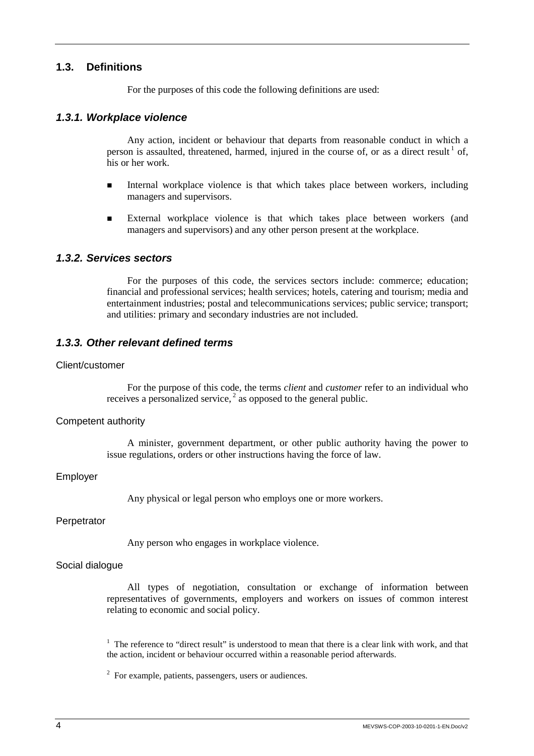## 1.3. Definitions

For the purposes of this code the following definitions are used:

### *1.3.1. Workplace violence*

Any action, incident or behaviour that departs from reasonable conduct in which a person is assaulted, threatened, harmed, injured in the course of, or as a direct result [1] of, his or her work.

- Internal workplace violence is that which takes place between workers, including managers and supervisors.
- External workplace violence is that which takes place between workers (and managers and supervisors) and any other person present at the workplace.

### *1.3.2. Services sectors*

For the purposes of this code, the services sectors include: commerce; education; financial and professional services; health services; hotels, catering and tourism; media and entertainment industries; postal and telecommunications services; public service; transport; and utilities: primary and secondary industries are not included.

### *1.3.3. Other relevant defined terms*

#### Client/customer

For the purpose of this code, the terms *client* and *customer* refer to an individual who receives a personalized service, [2] as opposed to the general public.

#### Competent authority

A minister, government department, or other public authority having the power to issue regulations, orders or other instructions having the force of law.

#### Employer

Any physical or legal person who employs one or more workers.

#### Perpetrator

Any person who engages in workplace violence.

#### Social dialogue

All types of negotiation, consultation or exchange of information between representatives of governments, employers and workers on issues of common interest relating to economic and social policy.

[1] The reference to "direct result" is understood to mean that there is a clear link with work, and that the action, incident or behaviour occurred within a reasonable period afterwards.

[2] For example, patients, passengers, users or audiences.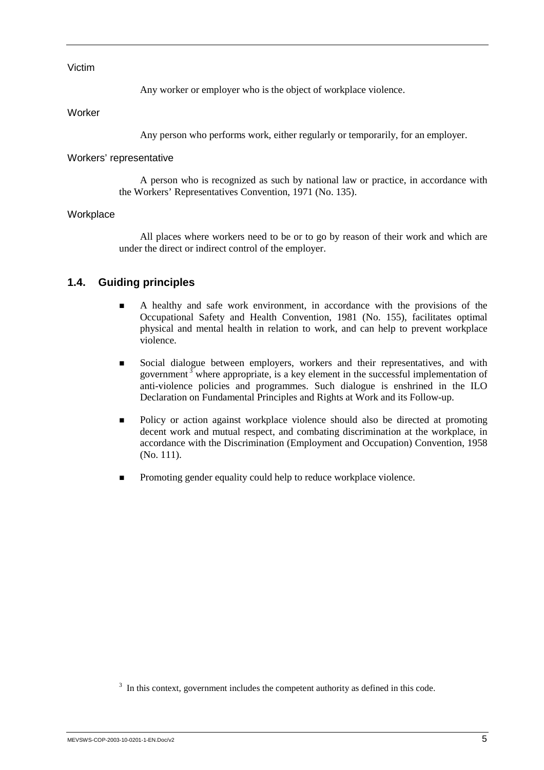Victim

Any worker or employer who is the object of workplace violence.

Worker

Any person who performs work, either regularly or temporarily, for an employer.

Workers' representative

A person who is recognized as such by national law or practice, in accordance with the Workers' Representatives Convention, 1971 (No. 135).

Workplace

All places where workers need to be or to go by reason of their work and which are under the direct or indirect control of the employer.

## 1.4. Guiding principles

- A healthy and safe work environment, in accordance with the provisions of the Occupational Safety and Health Convention, 1981 (No. 155), facilitates optimal physical and mental health in relation to work, and can help to prevent workplace violence.
- Social dialogue between employers, workers and their representatives, and with government[3] where appropriate, is a key element in the successful implementation of anti-violence policies and programmes. Such dialogue is enshrined in the ILO Declaration on Fundamental Principles and Rights at Work and its Follow-up.
- Policy or action against workplace violence should also be directed at promoting decent work and mutual respect, and combating discrimination at the workplace, in accordance with the Discrimination (Employment and Occupation) Convention, 1958 (No. 111).
- Promoting gender equality could help to reduce workplace violence.

[3] In this context, government includes the competent authority as defined in this code.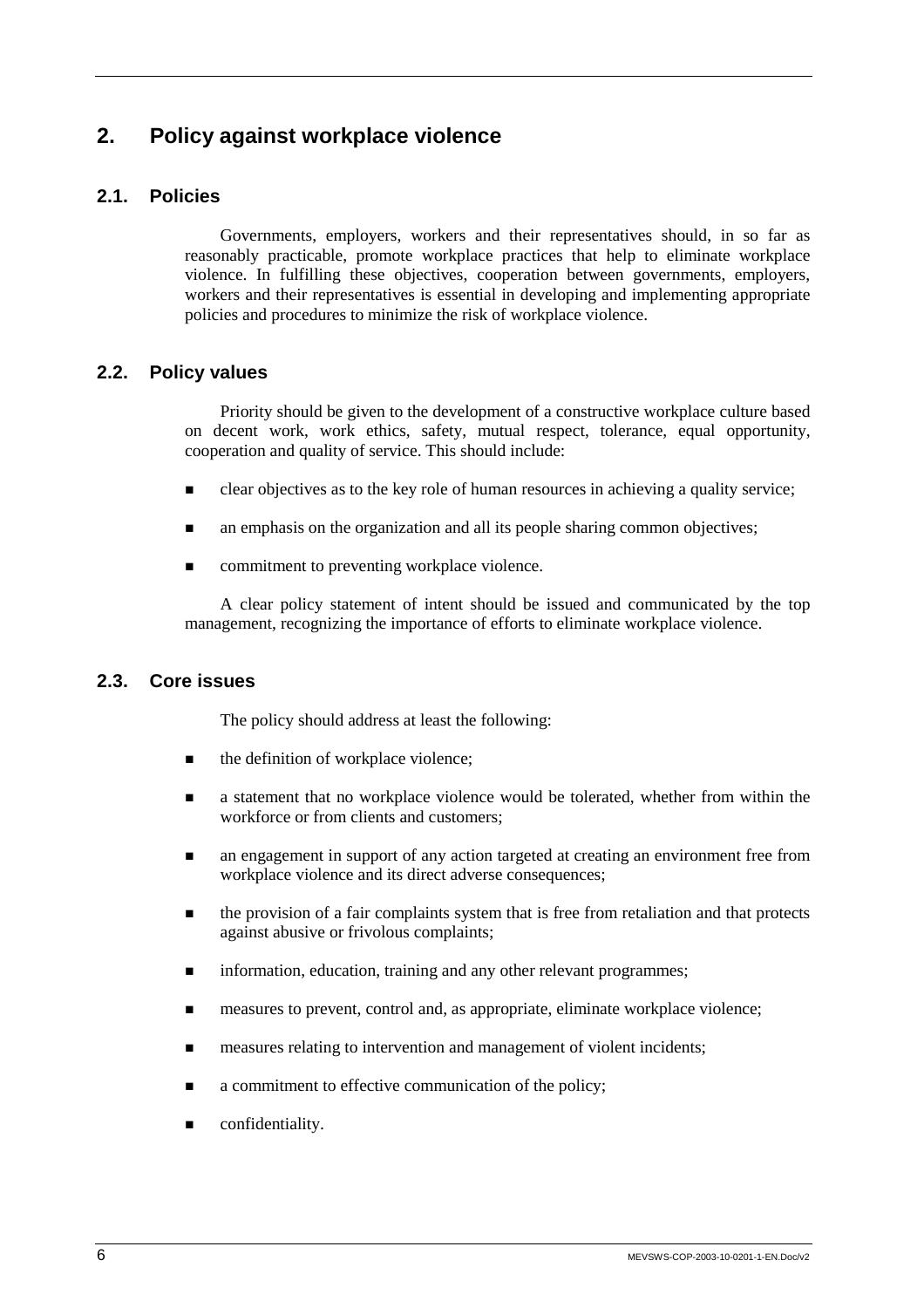## 2. Policy against workplace violence

### 2.1. Policies

Governments, employers, workers and their representatives should, in so far as reasonably practicable, promote workplace practices that help to eliminate workplace violence. In fulfilling these objectives, cooperation between governments, employers, workers and their representatives is essential in developing and implementing appropriate policies and procedures to minimize the risk of workplace violence.

### 2.2. Policy values

Priority should be given to the development of a constructive workplace culture based on decent work, work ethics, safety, mutual respect, tolerance, equal opportunity, cooperation and quality of service. This should include:

- clear objectives as to the key role of human resources in achieving a quality service;
- an emphasis on the organization and all its people sharing common objectives;
- commitment to preventing workplace violence.

A clear policy statement of intent should be issued and communicated by the top management, recognizing the importance of efforts to eliminate workplace violence.

### 2.3. Core issues

The policy should address at least the following:

- the definition of workplace violence;
- a statement that no workplace violence would be tolerated, whether from within the workforce or from clients and customers;
- an engagement in support of any action targeted at creating an environment free from workplace violence and its direct adverse consequences;
- the provision of a fair complaints system that is free from retaliation and that protects against abusive or frivolous complaints;
- information, education, training and any other relevant programmes;
- measures to prevent, control and, as appropriate, eliminate workplace violence;
- measures relating to intervention and management of violent incidents;
- a commitment to effective communication of the policy;
- confidentiality.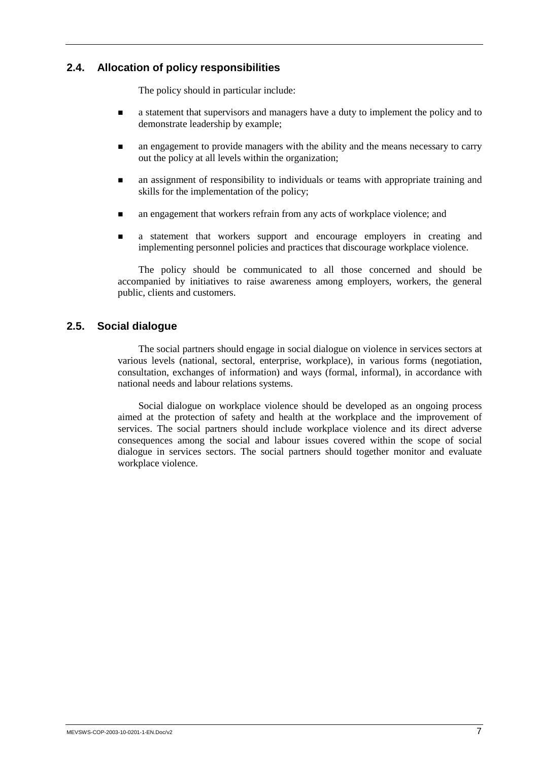## 2.4. Allocation of policy responsibilities

The policy should in particular include:

- a statement that supervisors and managers have a duty to implement the policy and to demonstrate leadership by example;
- an engagement to provide managers with the ability and the means necessary to carry out the policy at all levels within the organization;
- an assignment of responsibility to individuals or teams with appropriate training and skills for the implementation of the policy;
- an engagement that workers refrain from any acts of workplace violence; and
- a statement that workers support and encourage employers in creating and implementing personnel policies and practices that discourage workplace violence.

The policy should be communicated to all those concerned and should be accompanied by initiatives to raise awareness among employers, workers, the general public, clients and customers.

## 2.5. Social dialogue

The social partners should engage in social dialogue on violence in services sectors at various levels (national, sectoral, enterprise, workplace), in various forms (negotiation, consultation, exchanges of information) and ways (formal, informal), in accordance with national needs and labour relations systems.

Social dialogue on workplace violence should be developed as an ongoing process aimed at the protection of safety and health at the workplace and the improvement of services. The social partners should include workplace violence and its direct adverse consequences among the social and labour issues covered within the scope of social dialogue in services sectors. The social partners should together monitor and evaluate workplace violence.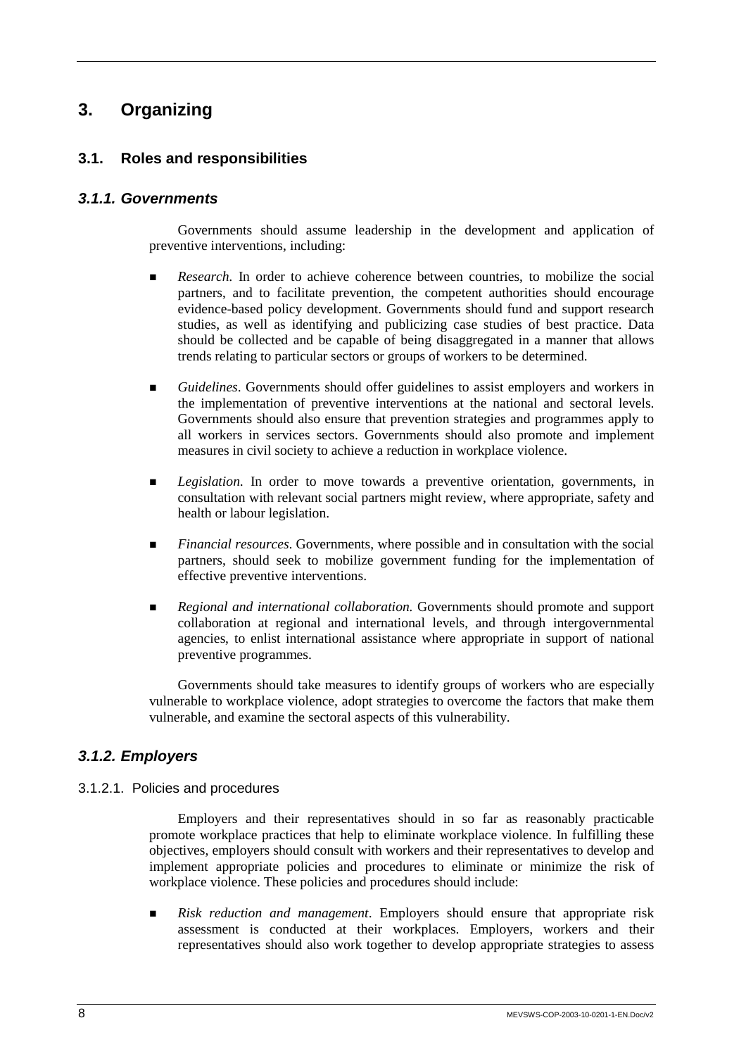# 3. Organizing

## 3.1. Roles and responsibilities

### *3.1.1. Governments*

Governments should assume leadership in the development and application of preventive interventions, including:

- *Research.* In order to achieve coherence between countries, to mobilize the social partners, and to facilitate prevention, the competent authorities should encourage evidence-based policy development. Governments should fund and support research studies, as well as identifying and publicizing case studies of best practice. Data should be collected and be capable of being disaggregated in a manner that allows trends relating to particular sectors or groups of workers to be determined.

- *Guidelines*. Governments should offer guidelines to assist employers and workers in the implementation of preventive interventions at the national and sectoral levels. Governments should also ensure that prevention strategies and programmes apply to all workers in services sectors. Governments should also promote and implement measures in civil society to achieve a reduction in workplace violence.

- *Legislation.* In order to move towards a preventive orientation, governments, in consultation with relevant social partners might review, where appropriate, safety and health or labour legislation.

- *Financial resources*. Governments, where possible and in consultation with the social partners, should seek to mobilize government funding for the implementation of effective preventive interventions.

- *Regional and international collaboration.* Governments should promote and support collaboration at regional and international levels, and through intergovernmental agencies, to enlist international assistance where appropriate in support of national preventive programmes.

Governments should take measures to identify groups of workers who are especially vulnerable to workplace violence, adopt strategies to overcome the factors that make them vulnerable, and examine the sectoral aspects of this vulnerability.

### *3.1.2. Employers*

#### 3.1.2.1. Policies and procedures

Employers and their representatives should in so far as reasonably practicable promote workplace practices that help to eliminate workplace violence. In fulfilling these objectives, employers should consult with workers and their representatives to develop and implement appropriate policies and procedures to eliminate or minimize the risk of workplace violence. These policies and procedures should include:

- *Risk reduction and management*. Employers should ensure that appropriate risk assessment is conducted at their workplaces. Employers, workers and their representatives should also work together to develop appropriate strategies to assess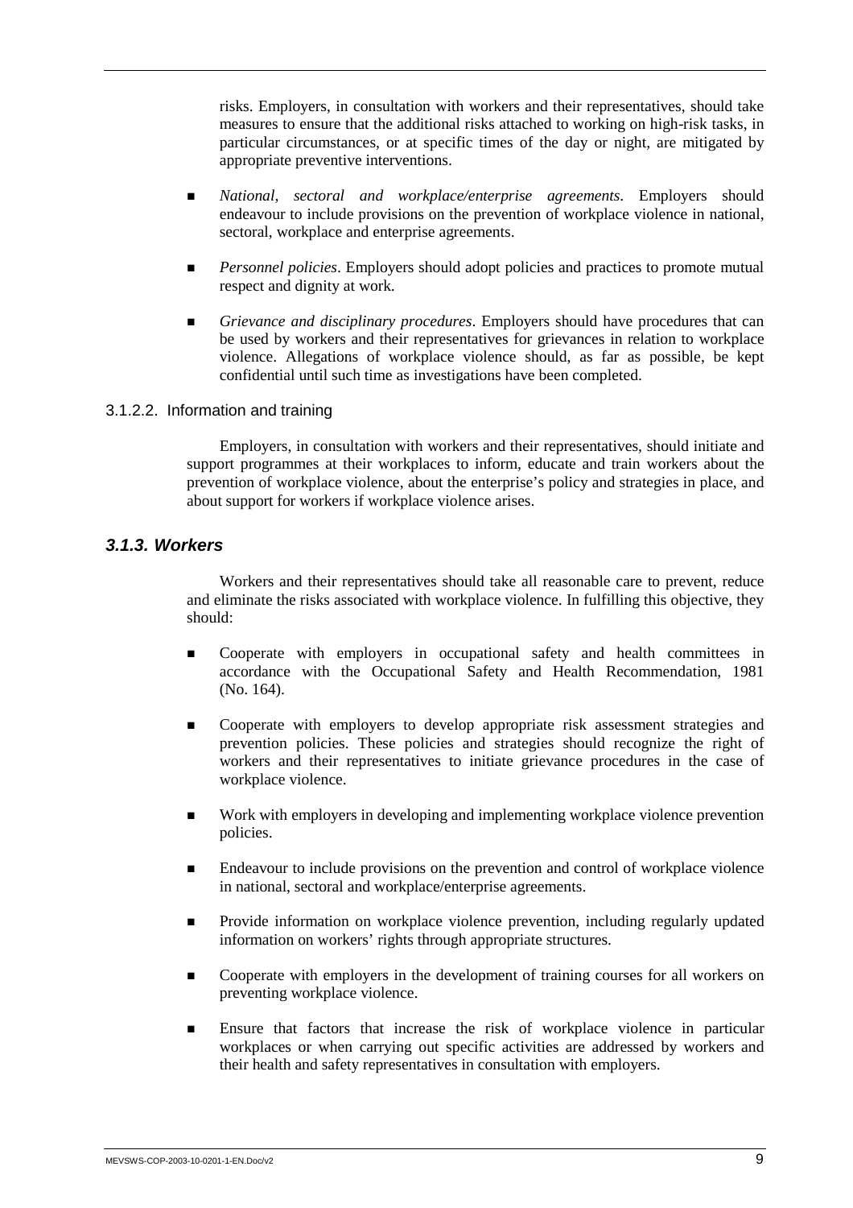risks. Employers, in consultation with workers and their representatives, should take measures to ensure that the additional risks attached to working on high-risk tasks, in particular circumstances, or at specific times of the day or night, are mitigated by appropriate preventive interventions.

- *National, sectoral and workplace/enterprise agreements*. Employers should endeavour to include provisions on the prevention of workplace violence in national, sectoral, workplace and enterprise agreements.
- *Personnel policies*. Employers should adopt policies and practices to promote mutual respect and dignity at work.
- *Grievance and disciplinary procedures*. Employers should have procedures that can be used by workers and their representatives for grievances in relation to workplace violence. Allegations of workplace violence should, as far as possible, be kept confidential until such time as investigations have been completed.

#### 3.1.2.2. Information and training

Employers, in consultation with workers and their representatives, should initiate and support programmes at their workplaces to inform, educate and train workers about the prevention of workplace violence, about the enterprise's policy and strategies in place, and about support for workers if workplace violence arises.

### *3.1.3. Workers*

Workers and their representatives should take all reasonable care to prevent, reduce and eliminate the risks associated with workplace violence. In fulfilling this objective, they should:

- Cooperate with employers in occupational safety and health committees in accordance with the Occupational Safety and Health Recommendation, 1981 (No. 164).
- Cooperate with employers to develop appropriate risk assessment strategies and prevention policies. These policies and strategies should recognize the right of workers and their representatives to initiate grievance procedures in the case of workplace violence.
- Work with employers in developing and implementing workplace violence prevention policies.
- Endeavour to include provisions on the prevention and control of workplace violence in national, sectoral and workplace/enterprise agreements.
- Provide information on workplace violence prevention, including regularly updated information on workers' rights through appropriate structures.
- Cooperate with employers in the development of training courses for all workers on preventing workplace violence.
- Ensure that factors that increase the risk of workplace violence in particular workplaces or when carrying out specific activities are addressed by workers and their health and safety representatives in consultation with employers.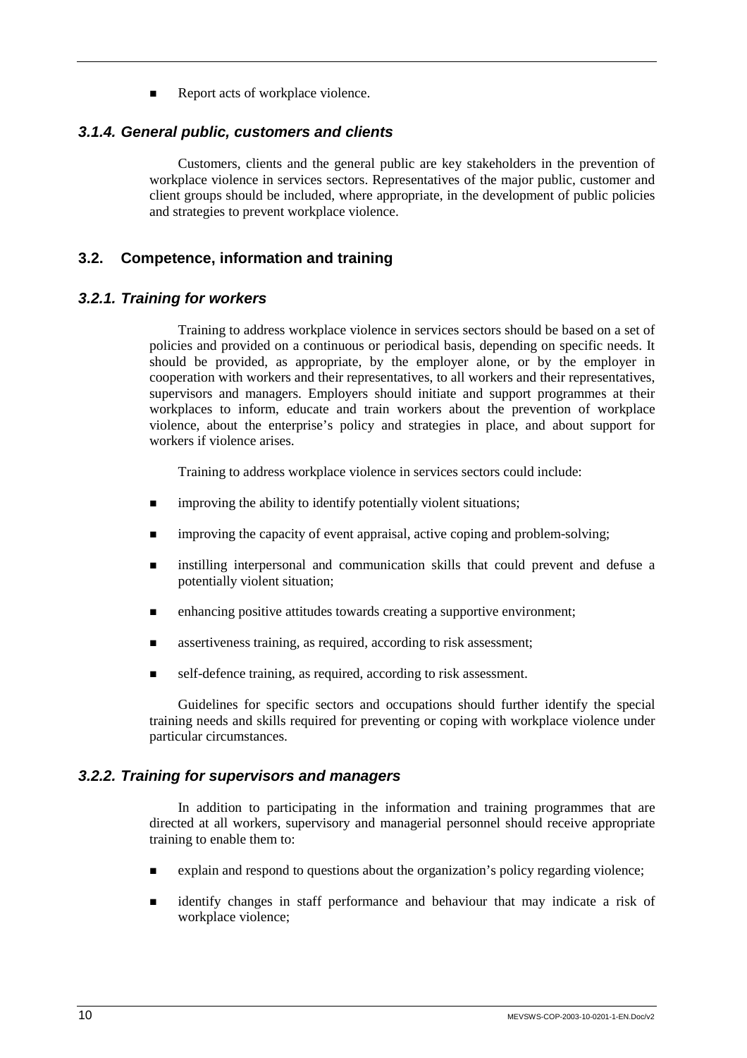- Report acts of workplace violence.

### *3.1.4. General public, customers and clients*

Customers, clients and the general public are key stakeholders in the prevention of workplace violence in services sectors. Representatives of the major public, customer and client groups should be included, where appropriate, in the development of public policies and strategies to prevent workplace violence.

## 3.2. Competence, information and training

### *3.2.1. Training for workers*

Training to address workplace violence in services sectors should be based on a set of policies and provided on a continuous or periodical basis, depending on specific needs. It should be provided, as appropriate, by the employer alone, or by the employer in cooperation with workers and their representatives, to all workers and their representatives, supervisors and managers. Employers should initiate and support programmes at their workplaces to inform, educate and train workers about the prevention of workplace violence, about the enterprise's policy and strategies in place, and about support for workers if violence arises.

Training to address workplace violence in services sectors could include:

- improving the ability to identify potentially violent situations;
- improving the capacity of event appraisal, active coping and problem-solving;
- instilling interpersonal and communication skills that could prevent and defuse a potentially violent situation;
- enhancing positive attitudes towards creating a supportive environment;
- assertiveness training, as required, according to risk assessment;
- self-defence training, as required, according to risk assessment.

Guidelines for specific sectors and occupations should further identify the special training needs and skills required for preventing or coping with workplace violence under particular circumstances.

### *3.2.2. Training for supervisors and managers*

In addition to participating in the information and training programmes that are directed at all workers, supervisory and managerial personnel should receive appropriate training to enable them to:

- explain and respond to questions about the organization's policy regarding violence;
- identify changes in staff performance and behaviour that may indicate a risk of workplace violence;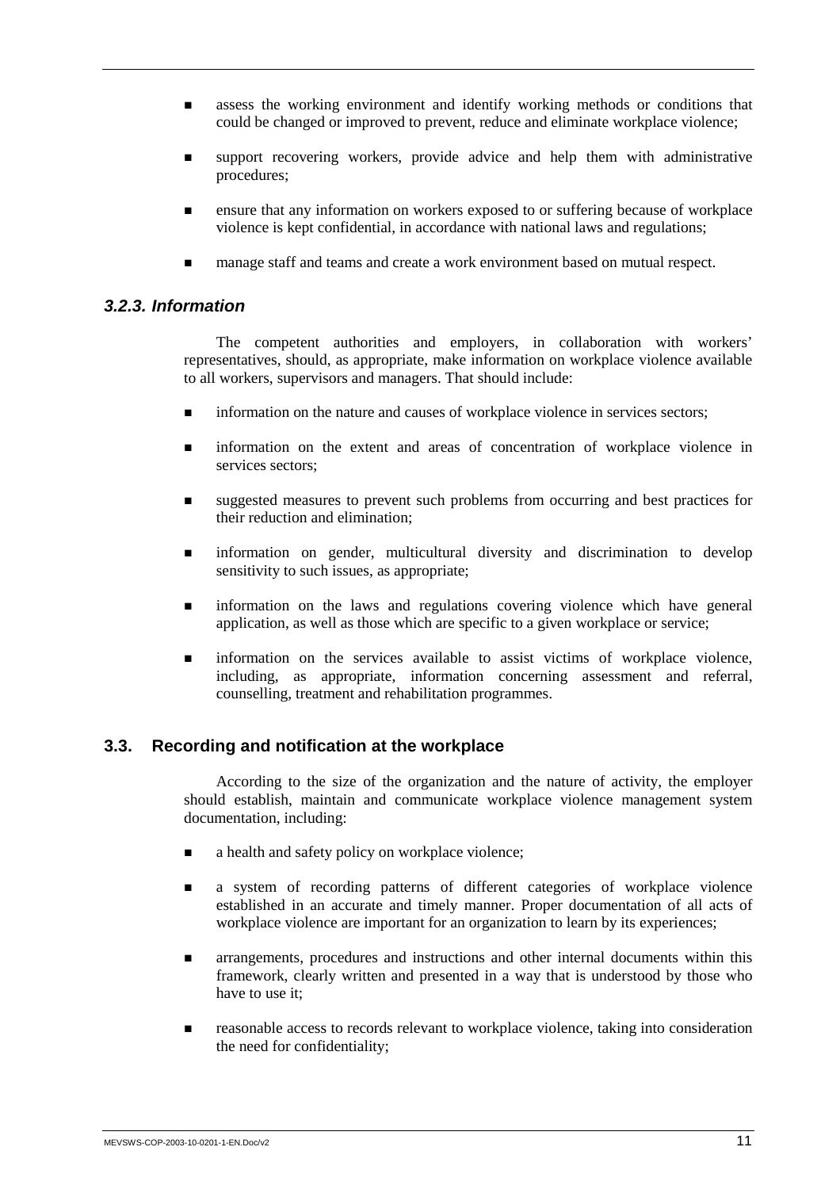- assess the working environment and identify working methods or conditions that could be changed or improved to prevent, reduce and eliminate workplace violence;
- support recovering workers, provide advice and help them with administrative procedures;
- ensure that any information on workers exposed to or suffering because of workplace violence is kept confidential, in accordance with national laws and regulations;
- manage staff and teams and create a work environment based on mutual respect.

### *3.2.3. Information*

The competent authorities and employers, in collaboration with workers' representatives, should, as appropriate, make information on workplace violence available to all workers, supervisors and managers. That should include:

- information on the nature and causes of workplace violence in services sectors;
- information on the extent and areas of concentration of workplace violence in services sectors;
- suggested measures to prevent such problems from occurring and best practices for their reduction and elimination;
- information on gender, multicultural diversity and discrimination to develop sensitivity to such issues, as appropriate;
- information on the laws and regulations covering violence which have general application, as well as those which are specific to a given workplace or service;
- information on the services available to assist victims of workplace violence, including, as appropriate, information concerning assessment and referral, counselling, treatment and rehabilitation programmes.

## 3.3. Recording and notification at the workplace

According to the size of the organization and the nature of activity, the employer should establish, maintain and communicate workplace violence management system documentation, including:

- a health and safety policy on workplace violence;
- a system of recording patterns of different categories of workplace violence established in an accurate and timely manner. Proper documentation of all acts of workplace violence are important for an organization to learn by its experiences;
- arrangements, procedures and instructions and other internal documents within this framework, clearly written and presented in a way that is understood by those who have to use it;
- reasonable access to records relevant to workplace violence, taking into consideration the need for confidentiality;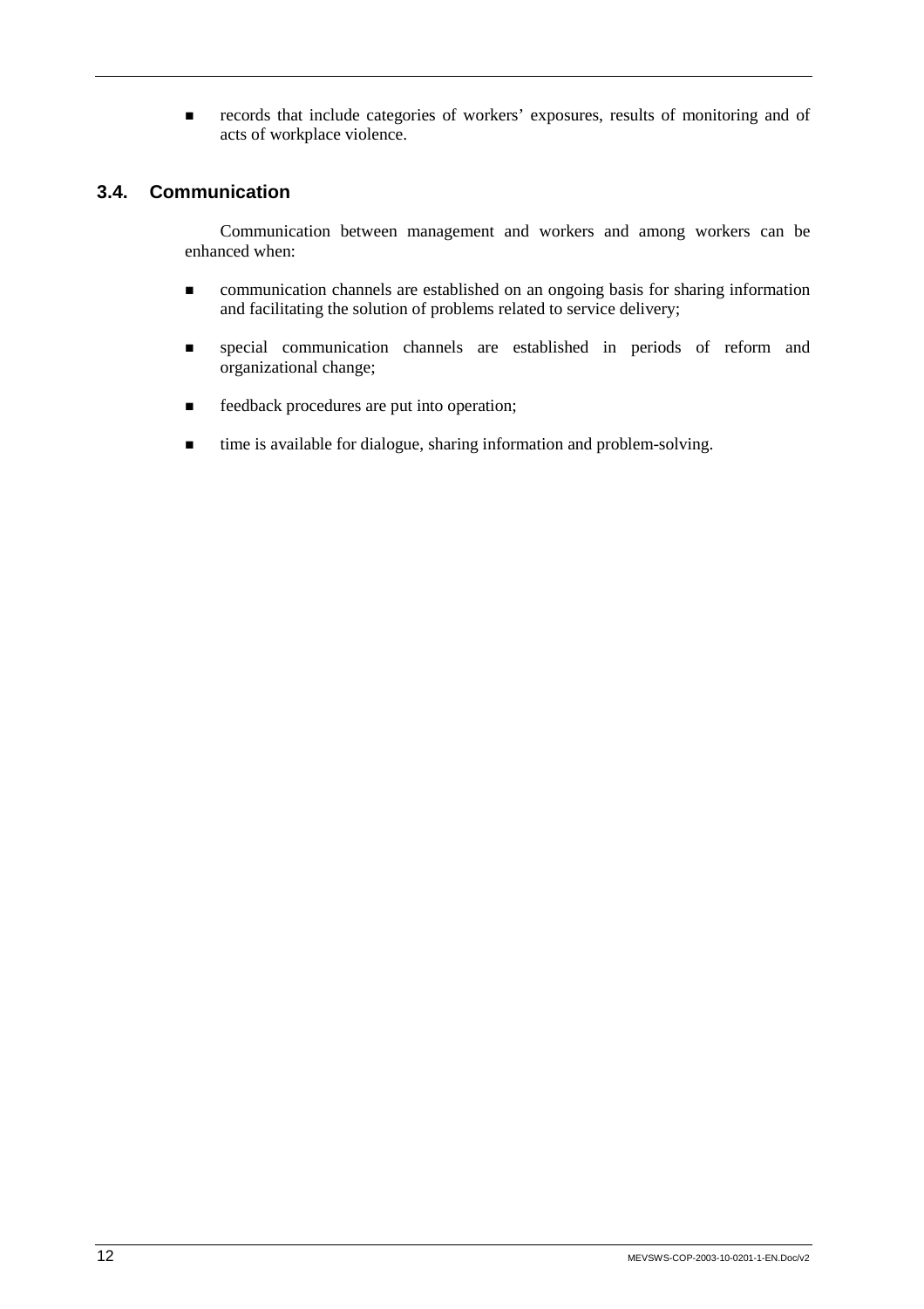- records that include categories of workers' exposures, results of monitoring and of acts of workplace violence.

## 3.4. Communication

Communication between management and workers and among workers can be enhanced when:

- communication channels are established on an ongoing basis for sharing information and facilitating the solution of problems related to service delivery;
- special communication channels are established in periods of reform and organizational change;
- feedback procedures are put into operation;
- time is available for dialogue, sharing information and problem-solving.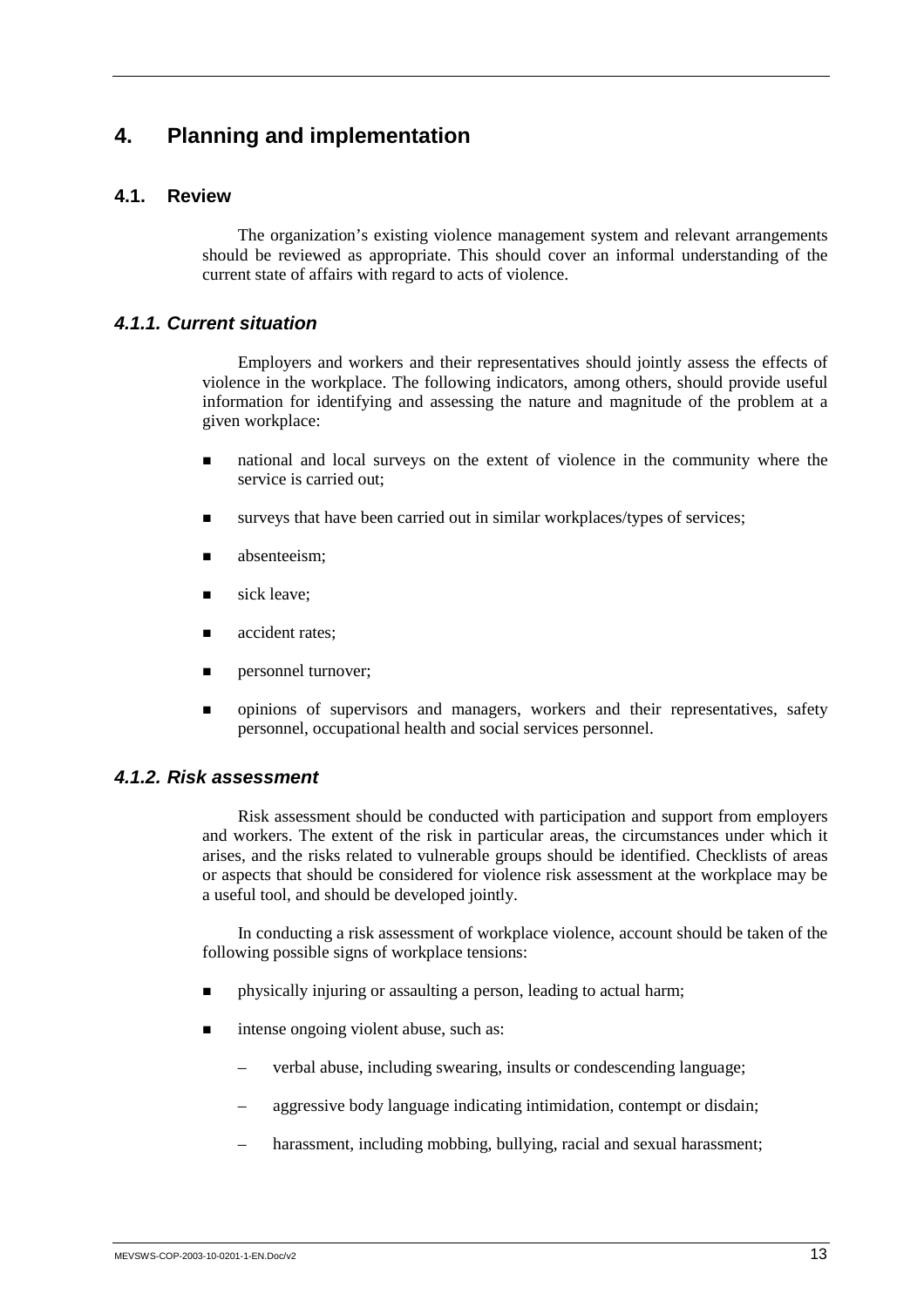# 4. Planning and implementation

## 4.1. Review

The organization's existing violence management system and relevant arrangements should be reviewed as appropriate. This should cover an informal understanding of the current state of affairs with regard to acts of violence.

### *4.1.1. Current situation*

Employers and workers and their representatives should jointly assess the effects of violence in the workplace. The following indicators, among others, should provide useful information for identifying and assessing the nature and magnitude of the problem at a given workplace:

- national and local surveys on the extent of violence in the community where the service is carried out;
- surveys that have been carried out in similar workplaces/types of services;
- absenteeism;
- sick leave;
- accident rates;
- personnel turnover;
- opinions of supervisors and managers, workers and their representatives, safety personnel, occupational health and social services personnel.

### *4.1.2. Risk assessment*

Risk assessment should be conducted with participation and support from employers and workers. The extent of the risk in particular areas, the circumstances under which it arises, and the risks related to vulnerable groups should be identified. Checklists of areas or aspects that should be considered for violence risk assessment at the workplace may be a useful tool, and should be developed jointly.

In conducting a risk assessment of workplace violence, account should be taken of the following possible signs of workplace tensions:

- physically injuring or assaulting a person, leading to actual harm;
- intense ongoing violent abuse, such as:
  - verbal abuse, including swearing, insults or condescending language;
  - aggressive body language indicating intimidation, contempt or disdain;
  - harassment, including mobbing, bullying, racial and sexual harassment;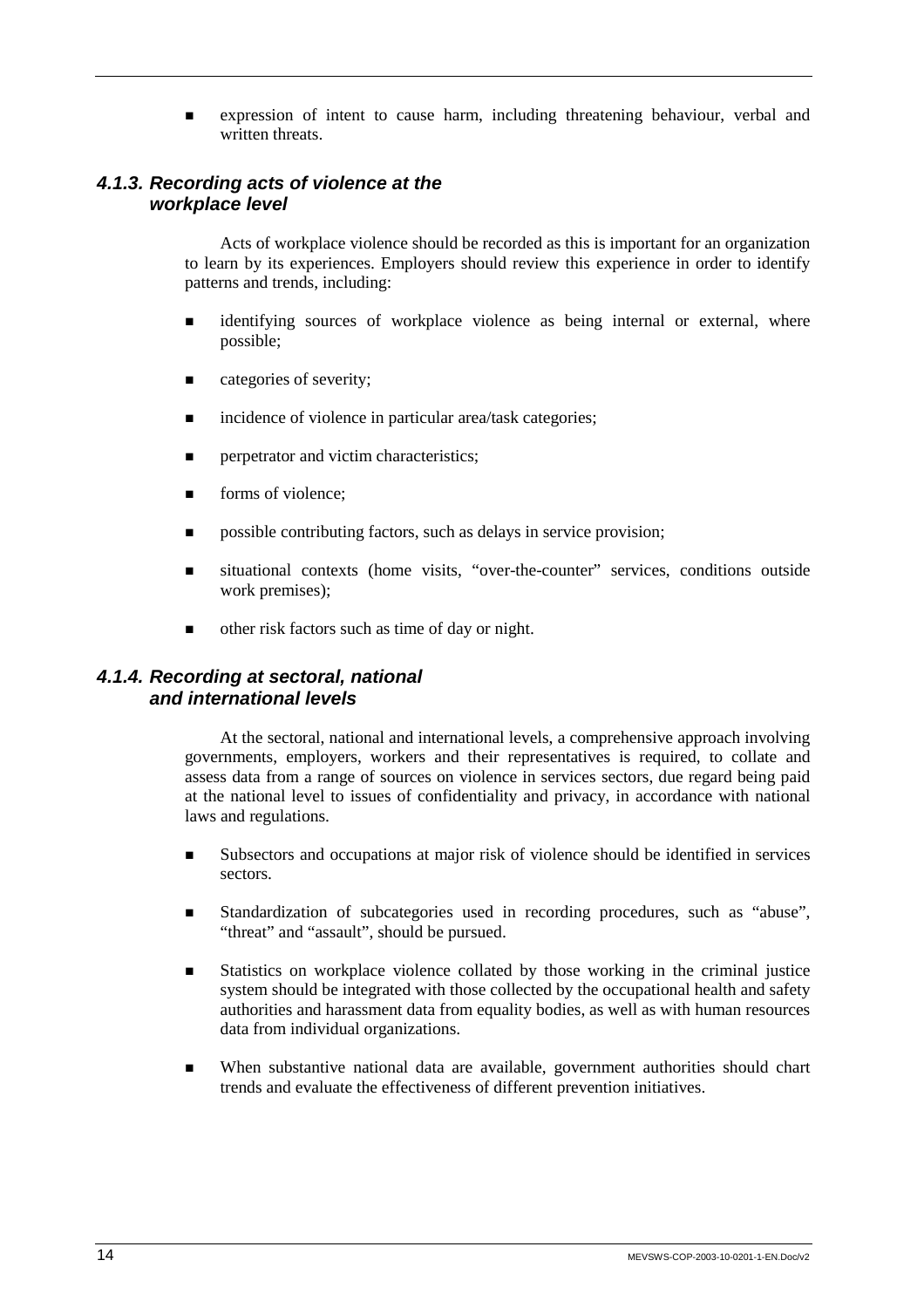- expression of intent to cause harm, including threatening behaviour, verbal and written threats.

### *4.1.3. Recording acts of violence at the workplace level*

Acts of workplace violence should be recorded as this is important for an organization to learn by its experiences. Employers should review this experience in order to identify patterns and trends, including:

- identifying sources of workplace violence as being internal or external, where possible;
- categories of severity;
- incidence of violence in particular area/task categories;
- perpetrator and victim characteristics;
- forms of violence;
- possible contributing factors, such as delays in service provision;
- situational contexts (home visits, "over-the-counter" services, conditions outside work premises);
- other risk factors such as time of day or night.

### *4.1.4. Recording at sectoral, national and international levels*

At the sectoral, national and international levels, a comprehensive approach involving governments, employers, workers and their representatives is required, to collate and assess data from a range of sources on violence in services sectors, due regard being paid at the national level to issues of confidentiality and privacy, in accordance with national laws and regulations.

- Subsectors and occupations at major risk of violence should be identified in services sectors.
- Standardization of subcategories used in recording procedures, such as "abuse", "threat" and "assault", should be pursued.
- Statistics on workplace violence collated by those working in the criminal justice system should be integrated with those collected by the occupational health and safety authorities and harassment data from equality bodies, as well as with human resources data from individual organizations.
- When substantive national data are available, government authorities should chart trends and evaluate the effectiveness of different prevention initiatives.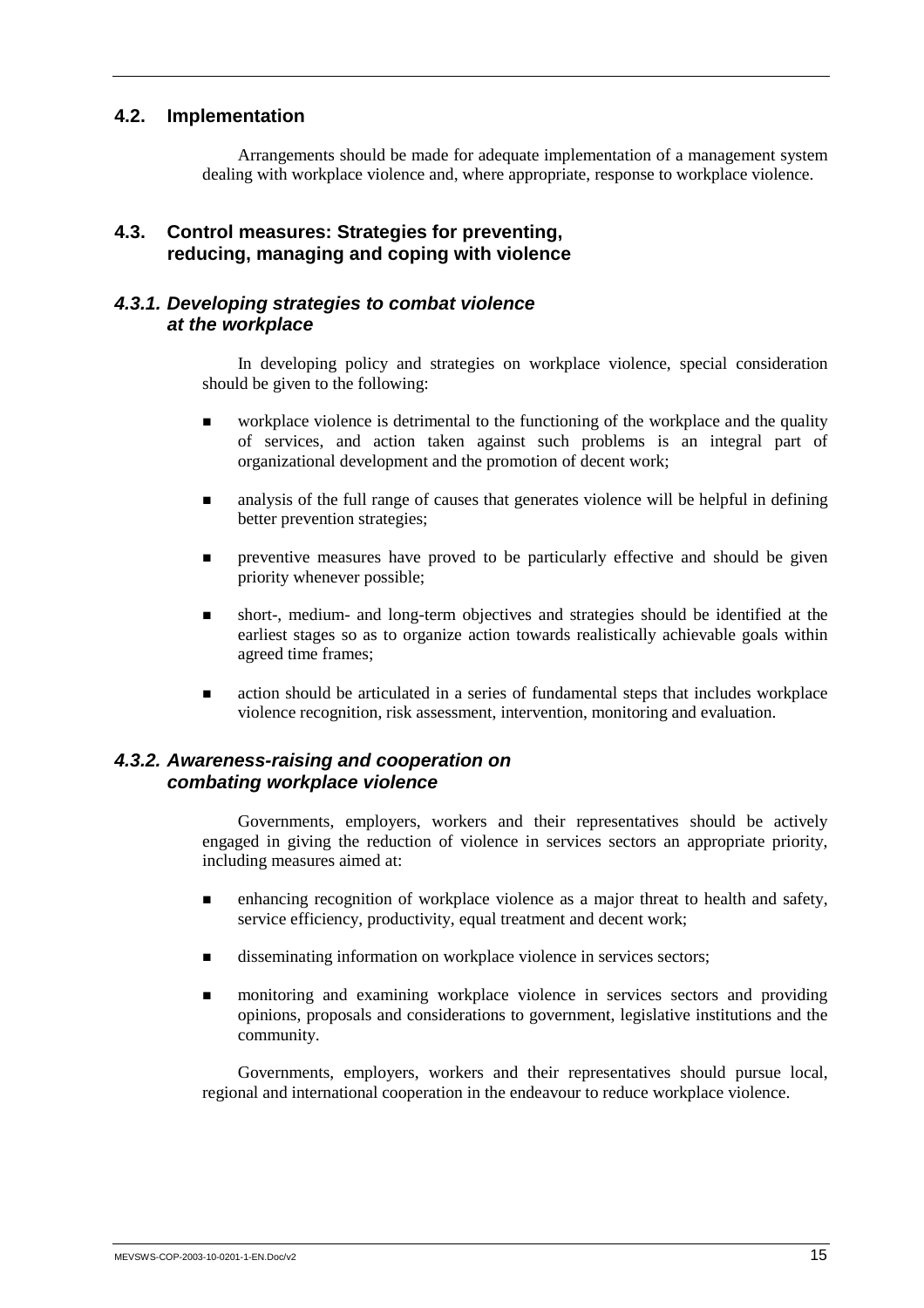## 4.2. Implementation

Arrangements should be made for adequate implementation of a management system dealing with workplace violence and, where appropriate, response to workplace violence.

## 4.3. Control measures: Strategies for preventing, reducing, managing and coping with violence

### *4.3.1. Developing strategies to combat violence at the workplace*

In developing policy and strategies on workplace violence, special consideration should be given to the following:

- workplace violence is detrimental to the functioning of the workplace and the quality of services, and action taken against such problems is an integral part of organizational development and the promotion of decent work;
- analysis of the full range of causes that generates violence will be helpful in defining better prevention strategies;
- preventive measures have proved to be particularly effective and should be given priority whenever possible;
- short-, medium- and long-term objectives and strategies should be identified at the earliest stages so as to organize action towards realistically achievable goals within agreed time frames;
- action should be articulated in a series of fundamental steps that includes workplace violence recognition, risk assessment, intervention, monitoring and evaluation.

### *4.3.2. Awareness-raising and cooperation on combating workplace violence*

Governments, employers, workers and their representatives should be actively engaged in giving the reduction of violence in services sectors an appropriate priority, including measures aimed at:

- enhancing recognition of workplace violence as a major threat to health and safety, service efficiency, productivity, equal treatment and decent work;
- disseminating information on workplace violence in services sectors;
- monitoring and examining workplace violence in services sectors and providing opinions, proposals and considerations to government, legislative institutions and the community.

Governments, employers, workers and their representatives should pursue local, regional and international cooperation in the endeavour to reduce workplace violence.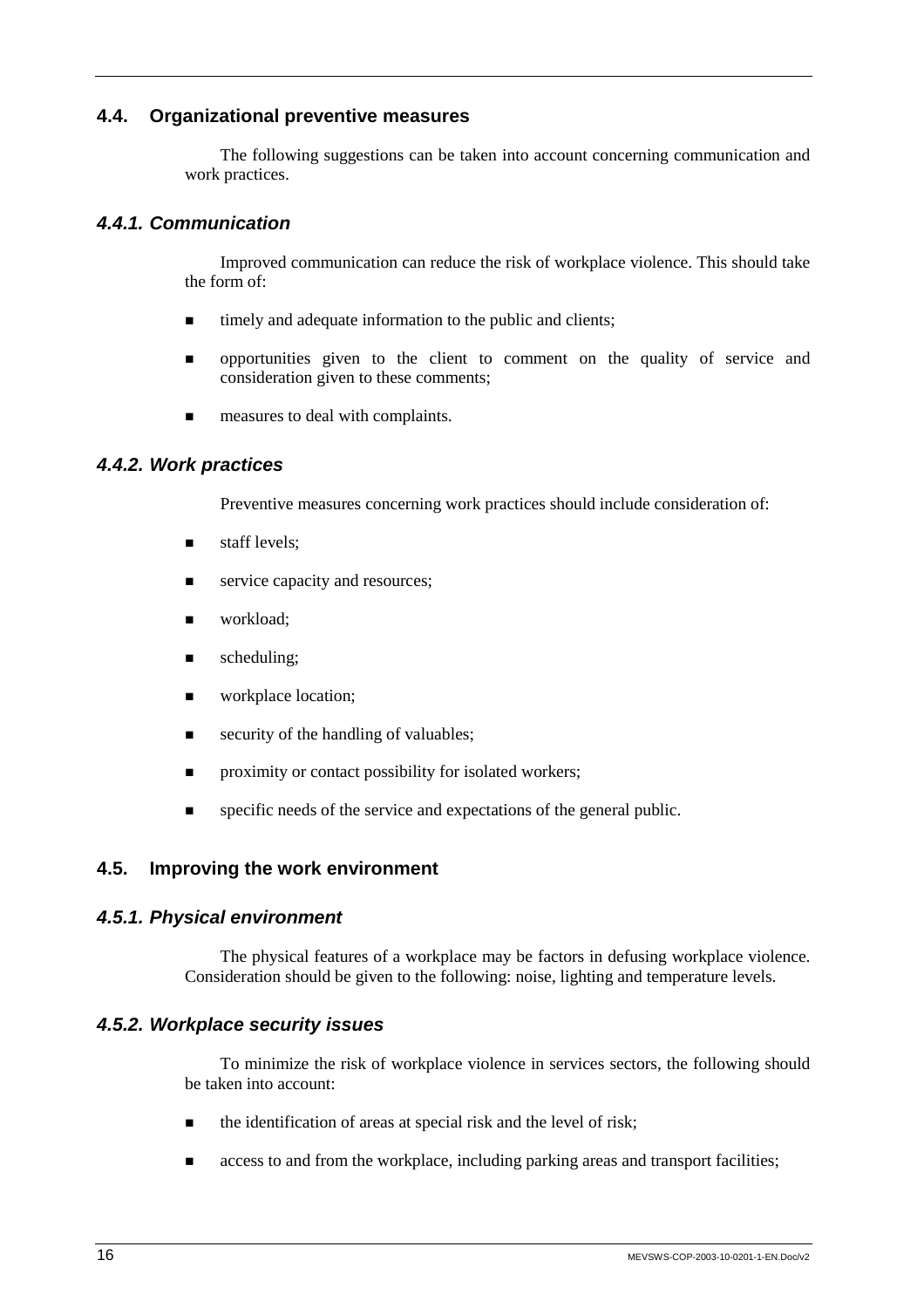## 4.4. Organizational preventive measures

The following suggestions can be taken into account concerning communication and work practices.

### *4.4.1. Communication*

Improved communication can reduce the risk of workplace violence. This should take the form of:

- timely and adequate information to the public and clients;
- opportunities given to the client to comment on the quality of service and consideration given to these comments;
- measures to deal with complaints.

### *4.4.2. Work practices*

Preventive measures concerning work practices should include consideration of:

- staff levels;
- service capacity and resources;
- workload;
- scheduling;
- workplace location;
- security of the handling of valuables;
- proximity or contact possibility for isolated workers;
- specific needs of the service and expectations of the general public.

## 4.5. Improving the work environment

### *4.5.1. Physical environment*

The physical features of a workplace may be factors in defusing workplace violence. Consideration should be given to the following: noise, lighting and temperature levels.

### *4.5.2. Workplace security issues*

To minimize the risk of workplace violence in services sectors, the following should be taken into account:

- the identification of areas at special risk and the level of risk;
- access to and from the workplace, including parking areas and transport facilities;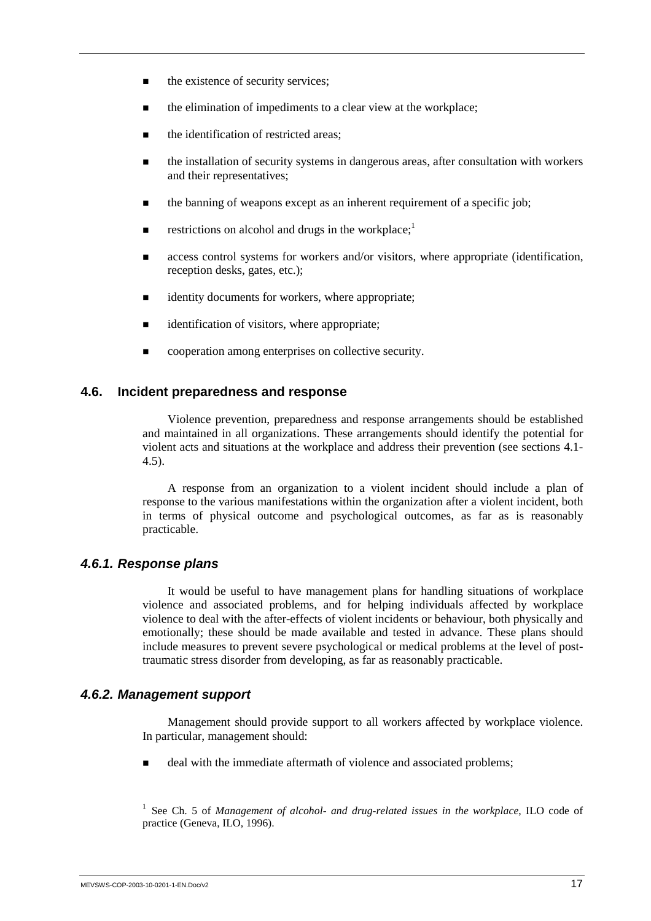- the existence of security services;
- the elimination of impediments to a clear view at the workplace;
- the identification of restricted areas;
- the installation of security systems in dangerous areas, after consultation with workers and their representatives;
- the banning of weapons except as an inherent requirement of a specific job;
- restrictions on alcohol and drugs in the workplace;[1]
- access control systems for workers and/or visitors, where appropriate (identification, reception desks, gates, etc.);
- identity documents for workers, where appropriate;
- identification of visitors, where appropriate;
- cooperation among enterprises on collective security.

## 4.6. Incident preparedness and response

Violence prevention, preparedness and response arrangements should be established and maintained in all organizations. These arrangements should identify the potential for violent acts and situations at the workplace and address their prevention (see sections 4.1-4.5).

A response from an organization to a violent incident should include a plan of response to the various manifestations within the organization after a violent incident, both in terms of physical outcome and psychological outcomes, as far as is reasonably practicable.

### *4.6.1. Response plans*

It would be useful to have management plans for handling situations of workplace violence and associated problems, and for helping individuals affected by workplace violence to deal with the after-effects of violent incidents or behaviour, both physically and emotionally; these should be made available and tested in advance. These plans should include measures to prevent severe psychological or medical problems at the level of post-traumatic stress disorder from developing, as far as reasonably practicable.

### *4.6.2. Management support*

Management should provide support to all workers affected by workplace violence. In particular, management should:

- deal with the immediate aftermath of violence and associated problems;

[1] See Ch. 5 of *Management of alcohol- and drug-related issues in the workplace*, ILO code of practice (Geneva, ILO, 1996).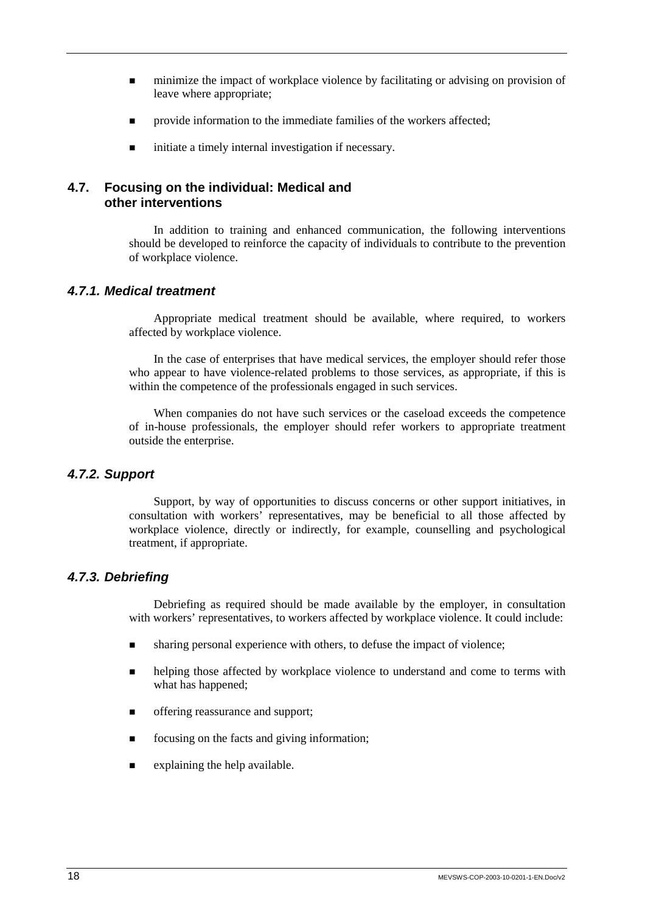- minimize the impact of workplace violence by facilitating or advising on provision of leave where appropriate;
- provide information to the immediate families of the workers affected;
- initiate a timely internal investigation if necessary.

## 4.7. Focusing on the individual: Medical and other interventions

In addition to training and enhanced communication, the following interventions should be developed to reinforce the capacity of individuals to contribute to the prevention of workplace violence.

### *4.7.1. Medical treatment*

Appropriate medical treatment should be available, where required, to workers affected by workplace violence.

In the case of enterprises that have medical services, the employer should refer those who appear to have violence-related problems to those services, as appropriate, if this is within the competence of the professionals engaged in such services.

When companies do not have such services or the caseload exceeds the competence of in-house professionals, the employer should refer workers to appropriate treatment outside the enterprise.

### *4.7.2. Support*

Support, by way of opportunities to discuss concerns or other support initiatives, in consultation with workers' representatives, may be beneficial to all those affected by workplace violence, directly or indirectly, for example, counselling and psychological treatment, if appropriate.

### *4.7.3. Debriefing*

Debriefing as required should be made available by the employer, in consultation with workers' representatives, to workers affected by workplace violence. It could include:

- sharing personal experience with others, to defuse the impact of violence;
- helping those affected by workplace violence to understand and come to terms with what has happened;
- offering reassurance and support;
- focusing on the facts and giving information;
- explaining the help available.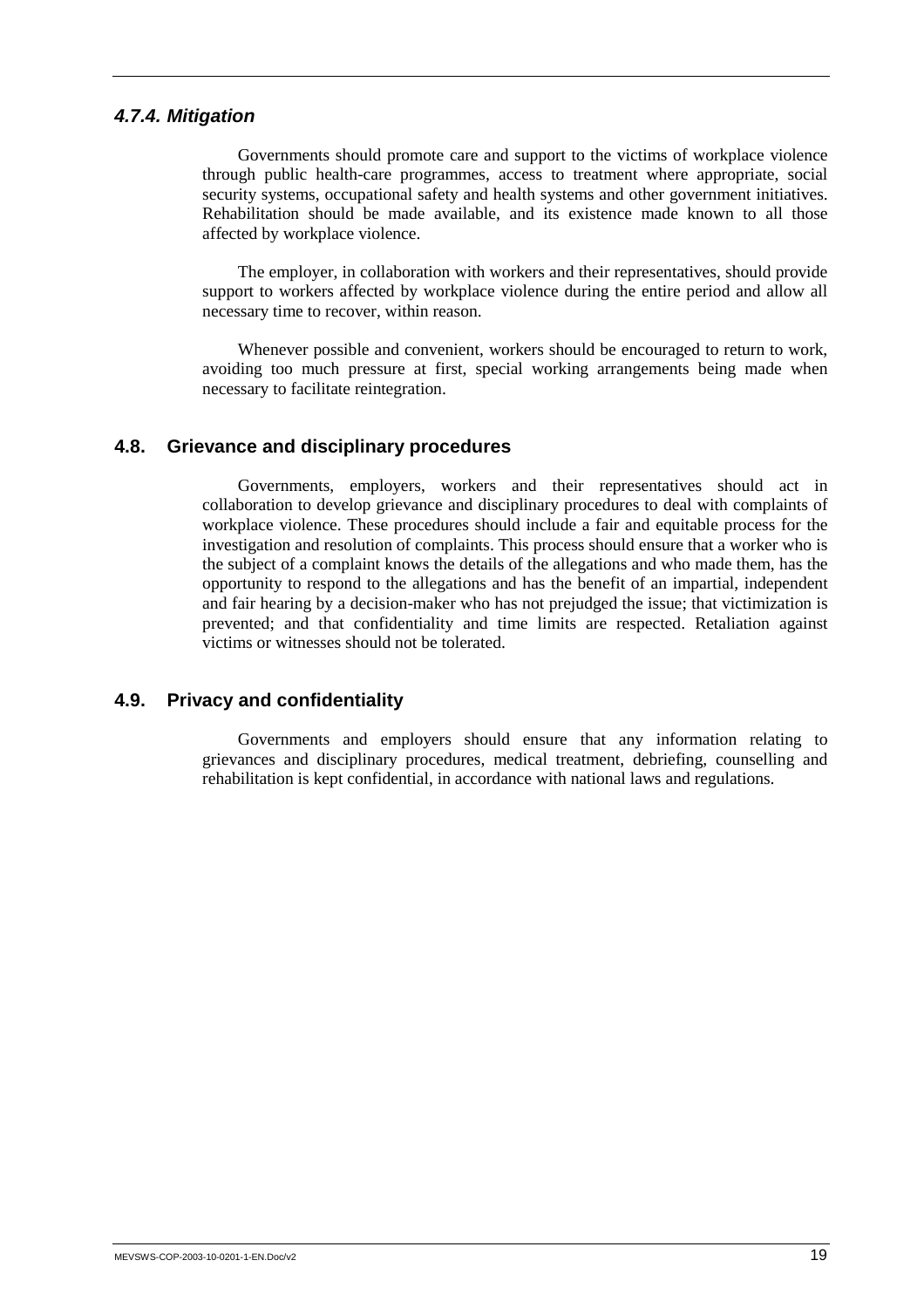#### *4.7.4. Mitigation*

Governments should promote care and support to the victims of workplace violence through public health-care programmes, access to treatment where appropriate, social security systems, occupational safety and health systems and other government initiatives. Rehabilitation should be made available, and its existence made known to all those affected by workplace violence.

The employer, in collaboration with workers and their representatives, should provide support to workers affected by workplace violence during the entire period and allow all necessary time to recover, within reason.

Whenever possible and convenient, workers should be encouraged to return to work, avoiding too much pressure at first, special working arrangements being made when necessary to facilitate reintegration.

### 4.8. Grievance and disciplinary procedures

Governments, employers, workers and their representatives should act in collaboration to develop grievance and disciplinary procedures to deal with complaints of workplace violence. These procedures should include a fair and equitable process for the investigation and resolution of complaints. This process should ensure that a worker who is the subject of a complaint knows the details of the allegations and who made them, has the opportunity to respond to the allegations and has the benefit of an impartial, independent and fair hearing by a decision-maker who has not prejudged the issue; that victimization is prevented; and that confidentiality and time limits are respected. Retaliation against victims or witnesses should not be tolerated.

### 4.9. Privacy and confidentiality

Governments and employers should ensure that any information relating to grievances and disciplinary procedures, medical treatment, debriefing, counselling and rehabilitation is kept confidential, in accordance with national laws and regulations.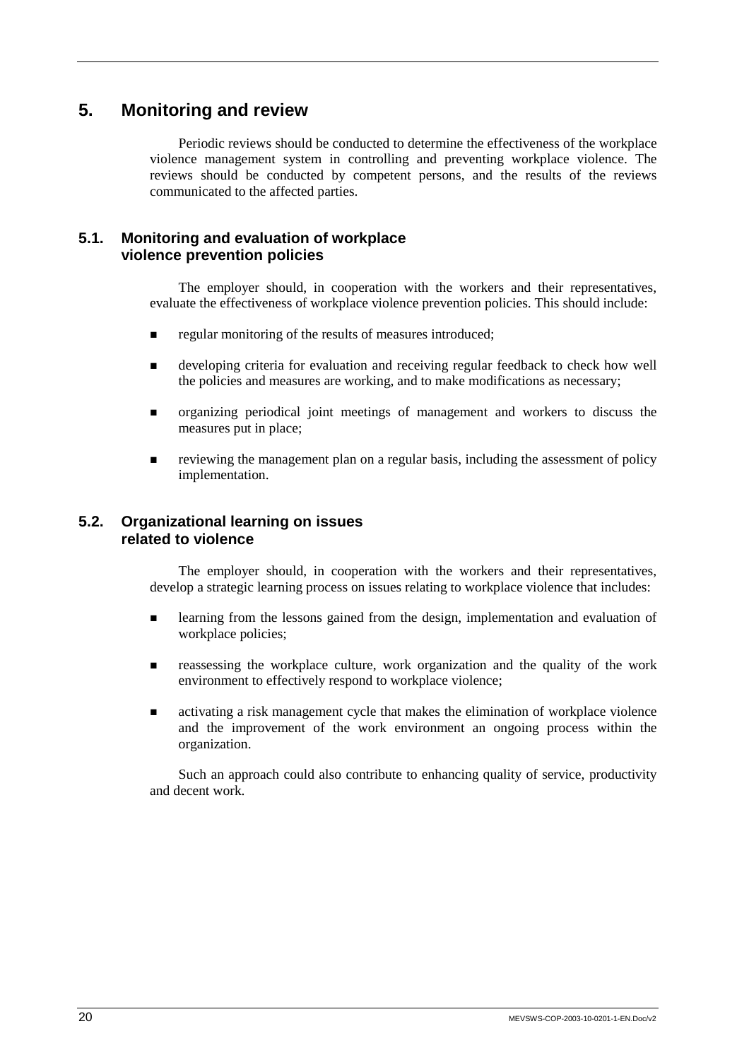# 5. Monitoring and review

Periodic reviews should be conducted to determine the effectiveness of the workplace violence management system in controlling and preventing workplace violence. The reviews should be conducted by competent persons, and the results of the reviews communicated to the affected parties.

## 5.1. Monitoring and evaluation of workplace violence prevention policies

The employer should, in cooperation with the workers and their representatives, evaluate the effectiveness of workplace violence prevention policies. This should include:

- regular monitoring of the results of measures introduced;
- developing criteria for evaluation and receiving regular feedback to check how well the policies and measures are working, and to make modifications as necessary;
- organizing periodical joint meetings of management and workers to discuss the measures put in place;
- reviewing the management plan on a regular basis, including the assessment of policy implementation.

## 5.2. Organizational learning on issues related to violence

The employer should, in cooperation with the workers and their representatives, develop a strategic learning process on issues relating to workplace violence that includes:

- learning from the lessons gained from the design, implementation and evaluation of workplace policies;
- reassessing the workplace culture, work organization and the quality of the work environment to effectively respond to workplace violence;
- activating a risk management cycle that makes the elimination of workplace violence and the improvement of the work environment an ongoing process within the organization.

Such an approach could also contribute to enhancing quality of service, productivity and decent work.